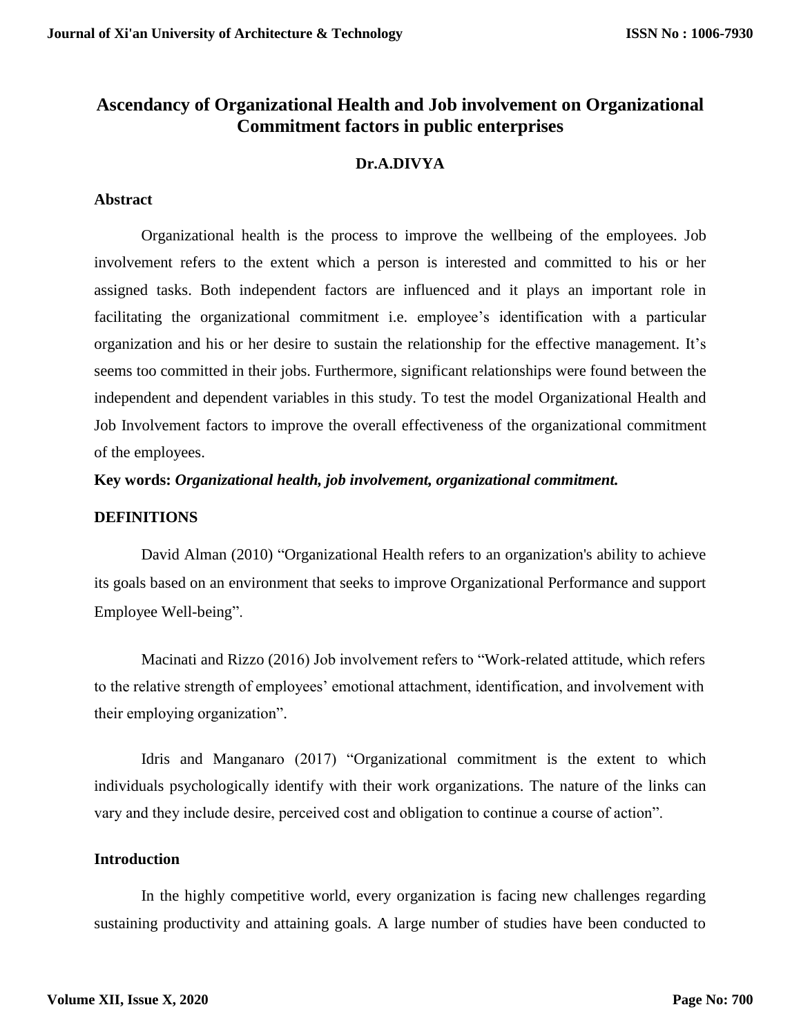# Ascendancy of Organizational Health and Job involvement on Organizational Commitment factors in public enterprises

**Dr.A.DIVYA**

## Abstract

Organizational health is the process to improve the wellbeing of the employees. Job involvement refers to the extent which a person is interested and committed to his or her assigned tasks. Both independent factors are influenced and it plays an important role in facilitating the organizational commitment i.e. employee's identification with a particular organization and his or her desire to sustain the relationship for the effective management. It's seems too committed in their jobs. Furthermore, significant relationships were found between the independent and dependent variables in this study. To test the model Organizational Health and Job Involvement factors to improve the overall effectiveness of the organizational commitment of the employees.

**Key words:** ***Organizational health, job involvement, organizational commitment.***

## DEFINITIONS

David Alman (2010) "Organizational Health refers to an organization's ability to achieve its goals based on an environment that seeks to improve Organizational Performance and support Employee Well-being".

Macinati and Rizzo (2016) Job involvement refers to "Work-related attitude, which refers to the relative strength of employees' emotional attachment, identification, and involvement with their employing organization".

Idris and Manganaro (2017) "Organizational commitment is the extent to which individuals psychologically identify with their work organizations. The nature of the links can vary and they include desire, perceived cost and obligation to continue a course of action".

## Introduction

In the highly competitive world, every organization is facing new challenges regarding sustaining productivity and attaining goals. A large number of studies have been conducted to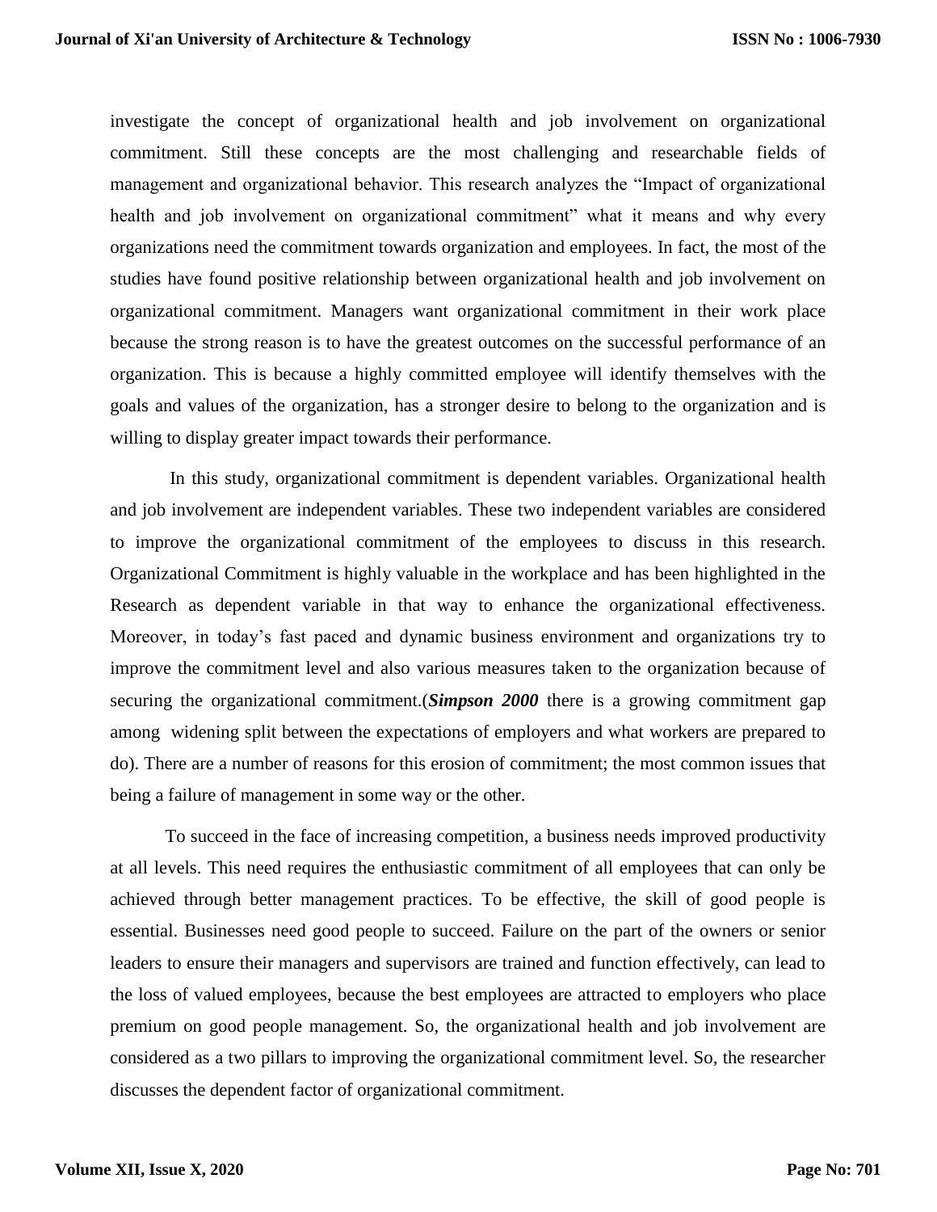investigate the concept of organizational health and job involvement on organizational commitment. Still these concepts are the most challenging and researchable fields of management and organizational behavior. This research analyzes the "Impact of organizational health and job involvement on organizational commitment" what it means and why every organizations need the commitment towards organization and employees. In fact, the most of the studies have found positive relationship between organizational health and job involvement on organizational commitment. Managers want organizational commitment in their work place because the strong reason is to have the greatest outcomes on the successful performance of an organization. This is because a highly committed employee will identify themselves with the goals and values of the organization, has a stronger desire to belong to the organization and is willing to display greater impact towards their performance.

In this study, organizational commitment is dependent variables. Organizational health and job involvement are independent variables. These two independent variables are considered to improve the organizational commitment of the employees to discuss in this research. Organizational Commitment is highly valuable in the workplace and has been highlighted in the Research as dependent variable in that way to enhance the organizational effectiveness. Moreover, in today's fast paced and dynamic business environment and organizations try to improve the commitment level and also various measures taken to the organization because of securing the organizational commitment.(***Simpson 2000*** there is a growing commitment gap among widening split between the expectations of employers and what workers are prepared to do). There are a number of reasons for this erosion of commitment; the most common issues that being a failure of management in some way or the other.

To succeed in the face of increasing competition, a business needs improved productivity at all levels. This need requires the enthusiastic commitment of all employees that can only be achieved through better management practices. To be effective, the skill of good people is essential. Businesses need good people to succeed. Failure on the part of the owners or senior leaders to ensure their managers and supervisors are trained and function effectively, can lead to the loss of valued employees, because the best employees are attracted to employers who place premium on good people management. So, the organizational health and job involvement are considered as a two pillars to improving the organizational commitment level. So, the researcher discusses the dependent factor of organizational commitment.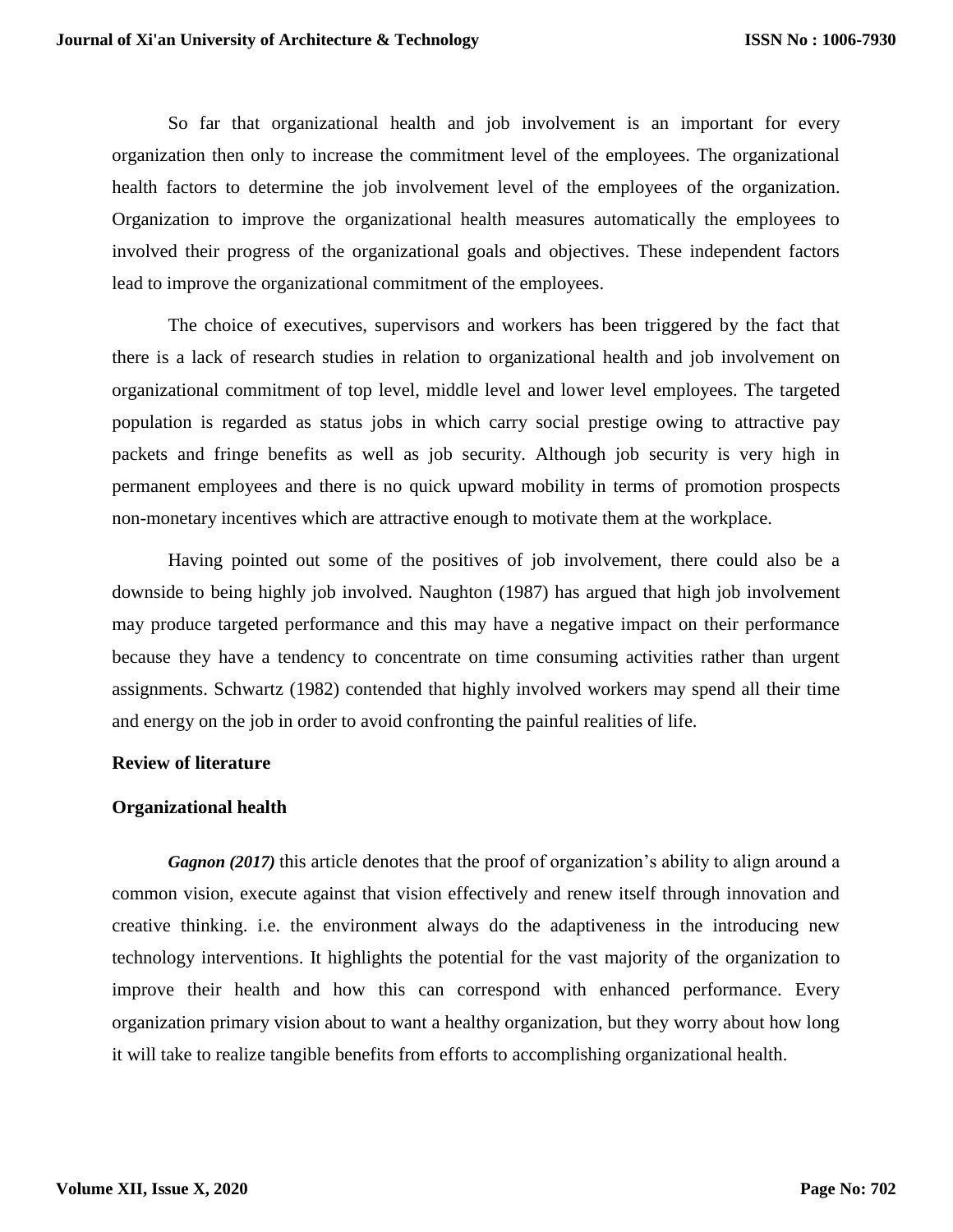So far that organizational health and job involvement is an important for every organization then only to increase the commitment level of the employees. The organizational health factors to determine the job involvement level of the employees of the organization. Organization to improve the organizational health measures automatically the employees to involved their progress of the organizational goals and objectives. These independent factors lead to improve the organizational commitment of the employees.

The choice of executives, supervisors and workers has been triggered by the fact that there is a lack of research studies in relation to organizational health and job involvement on organizational commitment of top level, middle level and lower level employees. The targeted population is regarded as status jobs in which carry social prestige owing to attractive pay packets and fringe benefits as well as job security. Although job security is very high in permanent employees and there is no quick upward mobility in terms of promotion prospects non-monetary incentives which are attractive enough to motivate them at the workplace.

Having pointed out some of the positives of job involvement, there could also be a downside to being highly job involved. Naughton (1987) has argued that high job involvement may produce targeted performance and this may have a negative impact on their performance because they have a tendency to concentrate on time consuming activities rather than urgent assignments. Schwartz (1982) contended that highly involved workers may spend all their time and energy on the job in order to avoid confronting the painful realities of life.

## Review of literature

### Organizational health

***Gagnon (2017)*** this article denotes that the proof of organization's ability to align around a common vision, execute against that vision effectively and renew itself through innovation and creative thinking. i.e. the environment always do the adaptiveness in the introducing new technology interventions. It highlights the potential for the vast majority of the organization to improve their health and how this can correspond with enhanced performance. Every organization primary vision about to want a healthy organization, but they worry about how long it will take to realize tangible benefits from efforts to accomplishing organizational health.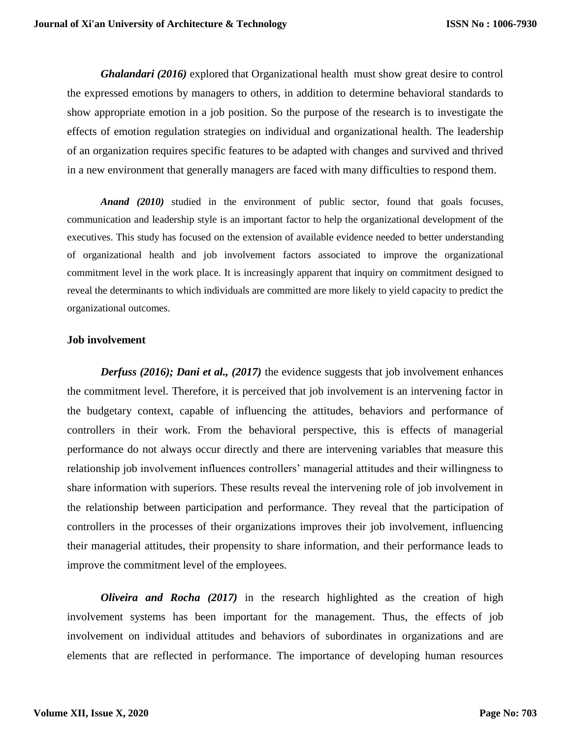***Ghalandari (2016)*** explored that Organizational health must show great desire to control the expressed emotions by managers to others, in addition to determine behavioral standards to show appropriate emotion in a job position. So the purpose of the research is to investigate the effects of emotion regulation strategies on individual and organizational health. The leadership of an organization requires specific features to be adapted with changes and survived and thrived in a new environment that generally managers are faced with many difficulties to respond them.

***Anand (2010)*** studied in the environment of public sector, found that goals focuses, communication and leadership style is an important factor to help the organizational development of the executives. This study has focused on the extension of available evidence needed to better understanding of organizational health and job involvement factors associated to improve the organizational commitment level in the work place. It is increasingly apparent that inquiry on commitment designed to reveal the determinants to which individuals are committed are more likely to yield capacity to predict the organizational outcomes.

**Job involvement**

***Derfuss (2016); Dani et al., (2017)*** the evidence suggests that job involvement enhances the commitment level. Therefore, it is perceived that job involvement is an intervening factor in the budgetary context, capable of influencing the attitudes, behaviors and performance of controllers in their work. From the behavioral perspective, this is effects of managerial performance do not always occur directly and there are intervening variables that measure this relationship job involvement influences controllers' managerial attitudes and their willingness to share information with superiors. These results reveal the intervening role of job involvement in the relationship between participation and performance. They reveal that the participation of controllers in the processes of their organizations improves their job involvement, influencing their managerial attitudes, their propensity to share information, and their performance leads to improve the commitment level of the employees.

***Oliveira and Rocha (2017)*** in the research highlighted as the creation of high involvement systems has been important for the management. Thus, the effects of job involvement on individual attitudes and behaviors of subordinates in organizations and are elements that are reflected in performance. The importance of developing human resources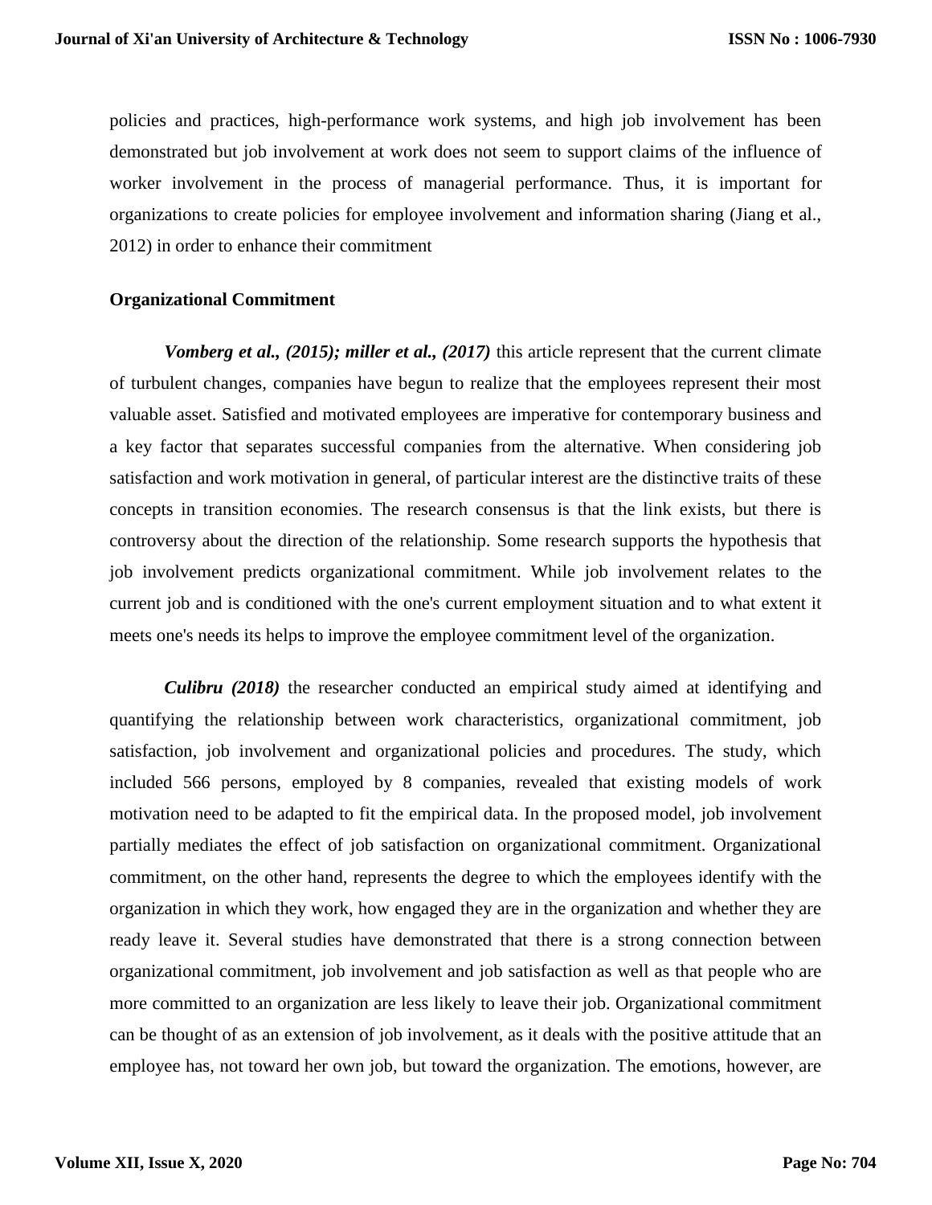policies and practices, high-performance work systems, and high job involvement has been demonstrated but job involvement at work does not seem to support claims of the influence of worker involvement in the process of managerial performance. Thus, it is important for organizations to create policies for employee involvement and information sharing (Jiang et al., 2012) in order to enhance their commitment

**Organizational Commitment**

***Vomberg et al., (2015); miller et al., (2017)*** this article represent that the current climate of turbulent changes, companies have begun to realize that the employees represent their most valuable asset. Satisfied and motivated employees are imperative for contemporary business and a key factor that separates successful companies from the alternative. When considering job satisfaction and work motivation in general, of particular interest are the distinctive traits of these concepts in transition economies. The research consensus is that the link exists, but there is controversy about the direction of the relationship. Some research supports the hypothesis that job involvement predicts organizational commitment. While job involvement relates to the current job and is conditioned with the one's current employment situation and to what extent it meets one's needs its helps to improve the employee commitment level of the organization.

***Culibru (2018)*** the researcher conducted an empirical study aimed at identifying and quantifying the relationship between work characteristics, organizational commitment, job satisfaction, job involvement and organizational policies and procedures. The study, which included 566 persons, employed by 8 companies, revealed that existing models of work motivation need to be adapted to fit the empirical data. In the proposed model, job involvement partially mediates the effect of job satisfaction on organizational commitment. Organizational commitment, on the other hand, represents the degree to which the employees identify with the organization in which they work, how engaged they are in the organization and whether they are ready leave it. Several studies have demonstrated that there is a strong connection between organizational commitment, job involvement and job satisfaction as well as that people who are more committed to an organization are less likely to leave their job. Organizational commitment can be thought of as an extension of job involvement, as it deals with the positive attitude that an employee has, not toward her own job, but toward the organization. The emotions, however, are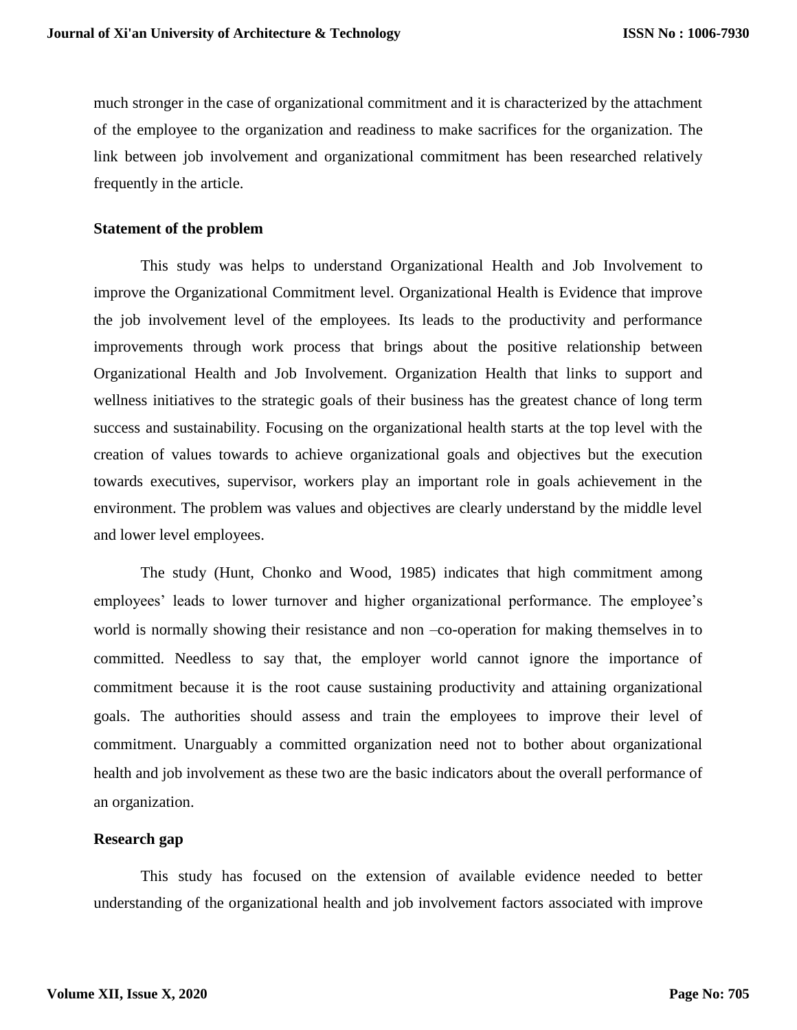much stronger in the case of organizational commitment and it is characterized by the attachment of the employee to the organization and readiness to make sacrifices for the organization. The link between job involvement and organizational commitment has been researched relatively frequently in the article.

**Statement of the problem**

This study was helps to understand Organizational Health and Job Involvement to improve the Organizational Commitment level. Organizational Health is Evidence that improve the job involvement level of the employees. Its leads to the productivity and performance improvements through work process that brings about the positive relationship between Organizational Health and Job Involvement. Organization Health that links to support and wellness initiatives to the strategic goals of their business has the greatest chance of long term success and sustainability. Focusing on the organizational health starts at the top level with the creation of values towards to achieve organizational goals and objectives but the execution towards executives, supervisor, workers play an important role in goals achievement in the environment. The problem was values and objectives are clearly understand by the middle level and lower level employees.

The study (Hunt, Chonko and Wood, 1985) indicates that high commitment among employees' leads to lower turnover and higher organizational performance. The employee's world is normally showing their resistance and non –co-operation for making themselves in to committed. Needless to say that, the employer world cannot ignore the importance of commitment because it is the root cause sustaining productivity and attaining organizational goals. The authorities should assess and train the employees to improve their level of commitment. Unarguably a committed organization need not to bother about organizational health and job involvement as these two are the basic indicators about the overall performance of an organization.

**Research gap**

This study has focused on the extension of available evidence needed to better understanding of the organizational health and job involvement factors associated with improve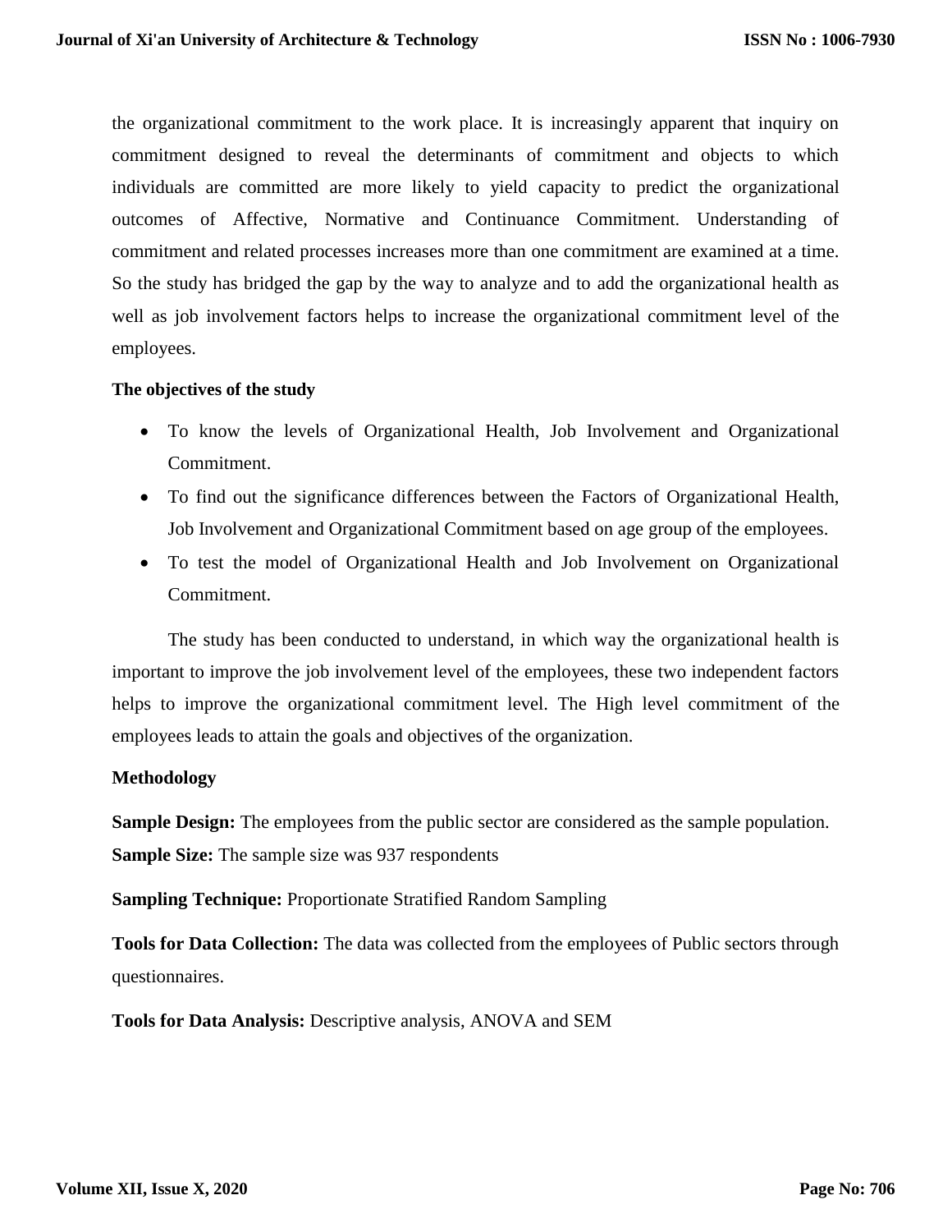the organizational commitment to the work place. It is increasingly apparent that inquiry on commitment designed to reveal the determinants of commitment and objects to which individuals are committed are more likely to yield capacity to predict the organizational outcomes of Affective, Normative and Continuance Commitment. Understanding of commitment and related processes increases more than one commitment are examined at a time. So the study has bridged the gap by the way to analyze and to add the organizational health as well as job involvement factors helps to increase the organizational commitment level of the employees.

**The objectives of the study**

- To know the levels of Organizational Health, Job Involvement and Organizational Commitment.
- To find out the significance differences between the Factors of Organizational Health, Job Involvement and Organizational Commitment based on age group of the employees.
- To test the model of Organizational Health and Job Involvement on Organizational Commitment.

The study has been conducted to understand, in which way the organizational health is important to improve the job involvement level of the employees, these two independent factors helps to improve the organizational commitment level. The High level commitment of the employees leads to attain the goals and objectives of the organization.

**Methodology**

**Sample Design:** The employees from the public sector are considered as the sample population.
**Sample Size:** The sample size was 937 respondents

**Sampling Technique:** Proportionate Stratified Random Sampling

**Tools for Data Collection:** The data was collected from the employees of Public sectors through questionnaires.

**Tools for Data Analysis:** Descriptive analysis, ANOVA and SEM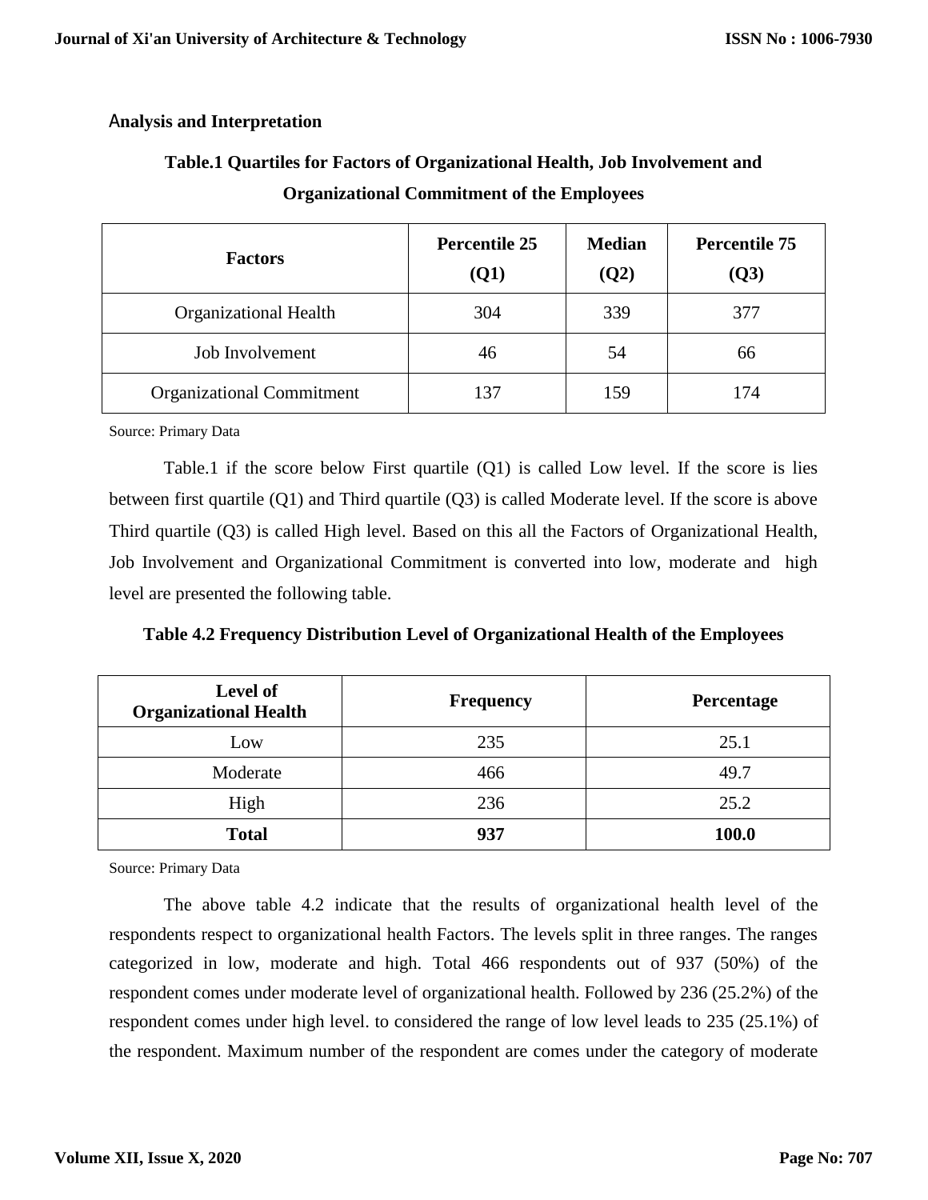## Analysis and Interpretation

**Table.1 Quartiles for Factors of Organizational Health, Job Involvement and Organizational Commitment of the Employees**

| Factors | Percentile 25 (Q1) | Median (Q2) | Percentile 75 (Q3) |
|---|---|---|---|
| Organizational Health | 304 | 339 | 377 |
| Job Involvement | 46 | 54 | 66 |
| Organizational Commitment | 137 | 159 | 174 |

Source: Primary Data

Table.1 if the score below First quartile (Q1) is called Low level. If the score is lies between first quartile (Q1) and Third quartile (Q3) is called Moderate level. If the score is above Third quartile (Q3) is called High level. Based on this all the Factors of Organizational Health, Job Involvement and Organizational Commitment is converted into low, moderate and high level are presented the following table.

**Table 4.2 Frequency Distribution Level of Organizational Health of the Employees**

| Level of Organizational Health | Frequency | Percentage |
|---|---|---|
| Low | 235 | 25.1 |
| Moderate | 466 | 49.7 |
| High | 236 | 25.2 |
| **Total** | **937** | **100.0** |

Source: Primary Data

The above table 4.2 indicate that the results of organizational health level of the respondents respect to organizational health Factors. The levels split in three ranges. The ranges categorized in low, moderate and high. Total 466 respondents out of 937 (50%) of the respondent comes under moderate level of organizational health. Followed by 236 (25.2%) of the respondent comes under high level. to considered the range of low level leads to 235 (25.1%) of the respondent. Maximum number of the respondent are comes under the category of moderate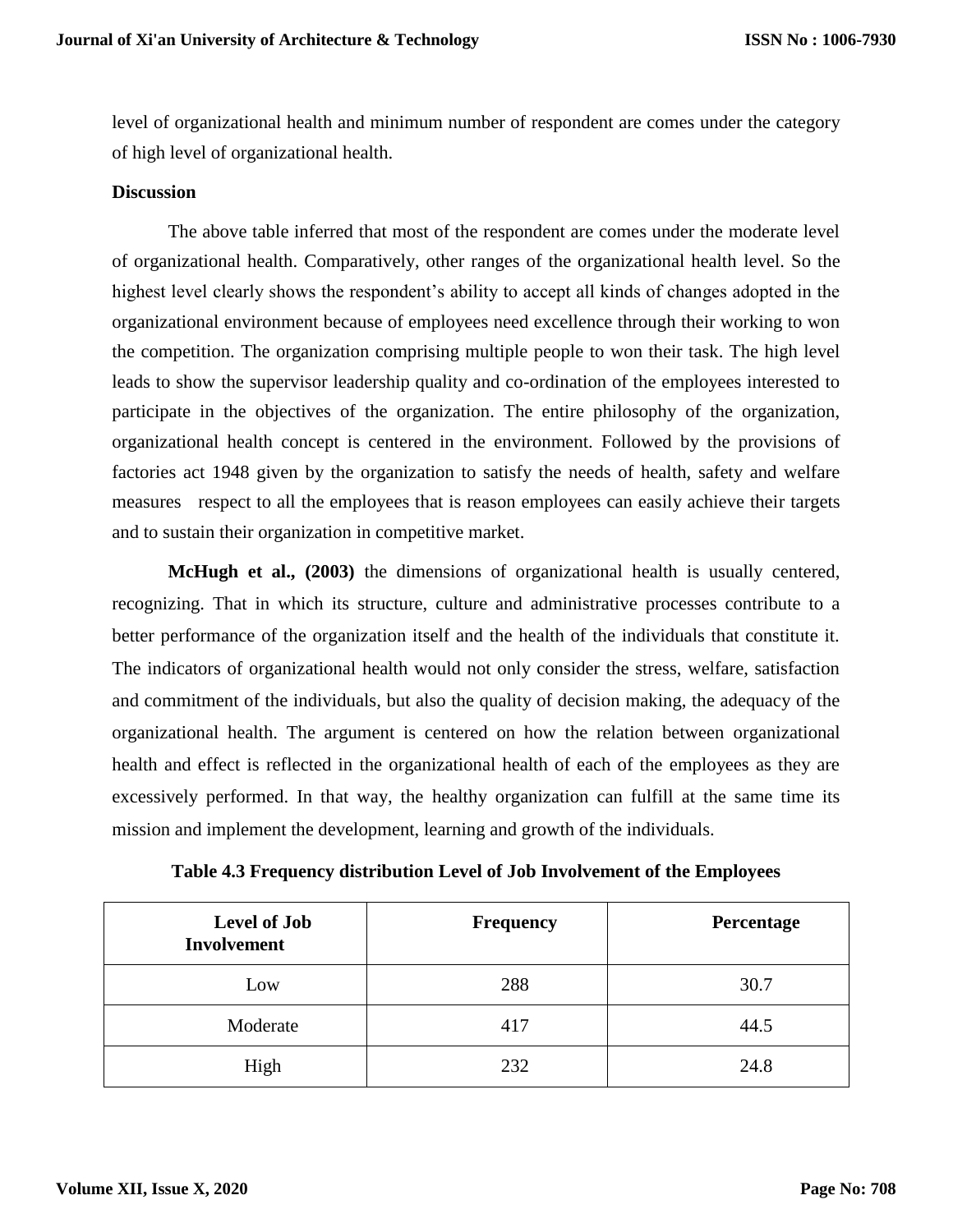level of organizational health and minimum number of respondent are comes under the category of high level of organizational health.

**Discussion**

The above table inferred that most of the respondent are comes under the moderate level of organizational health. Comparatively, other ranges of the organizational health level. So the highest level clearly shows the respondent's ability to accept all kinds of changes adopted in the organizational environment because of employees need excellence through their working to won the competition. The organization comprising multiple people to won their task. The high level leads to show the supervisor leadership quality and co-ordination of the employees interested to participate in the objectives of the organization. The entire philosophy of the organization, organizational health concept is centered in the environment. Followed by the provisions of factories act 1948 given by the organization to satisfy the needs of health, safety and welfare measures respect to all the employees that is reason employees can easily achieve their targets and to sustain their organization in competitive market.

**McHugh et al., (2003)** the dimensions of organizational health is usually centered, recognizing. That in which its structure, culture and administrative processes contribute to a better performance of the organization itself and the health of the individuals that constitute it. The indicators of organizational health would not only consider the stress, welfare, satisfaction and commitment of the individuals, but also the quality of decision making, the adequacy of the organizational health. The argument is centered on how the relation between organizational health and effect is reflected in the organizational health of each of the employees as they are excessively performed. In that way, the healthy organization can fulfill at the same time its mission and implement the development, learning and growth of the individuals.

**Table 4.3 Frequency distribution Level of Job Involvement of the Employees**

| Level of Job Involvement | Frequency | Percentage |
|---|---|---|
| Low | 288 | 30.7 |
| Moderate | 417 | 44.5 |
| High | 232 | 24.8 |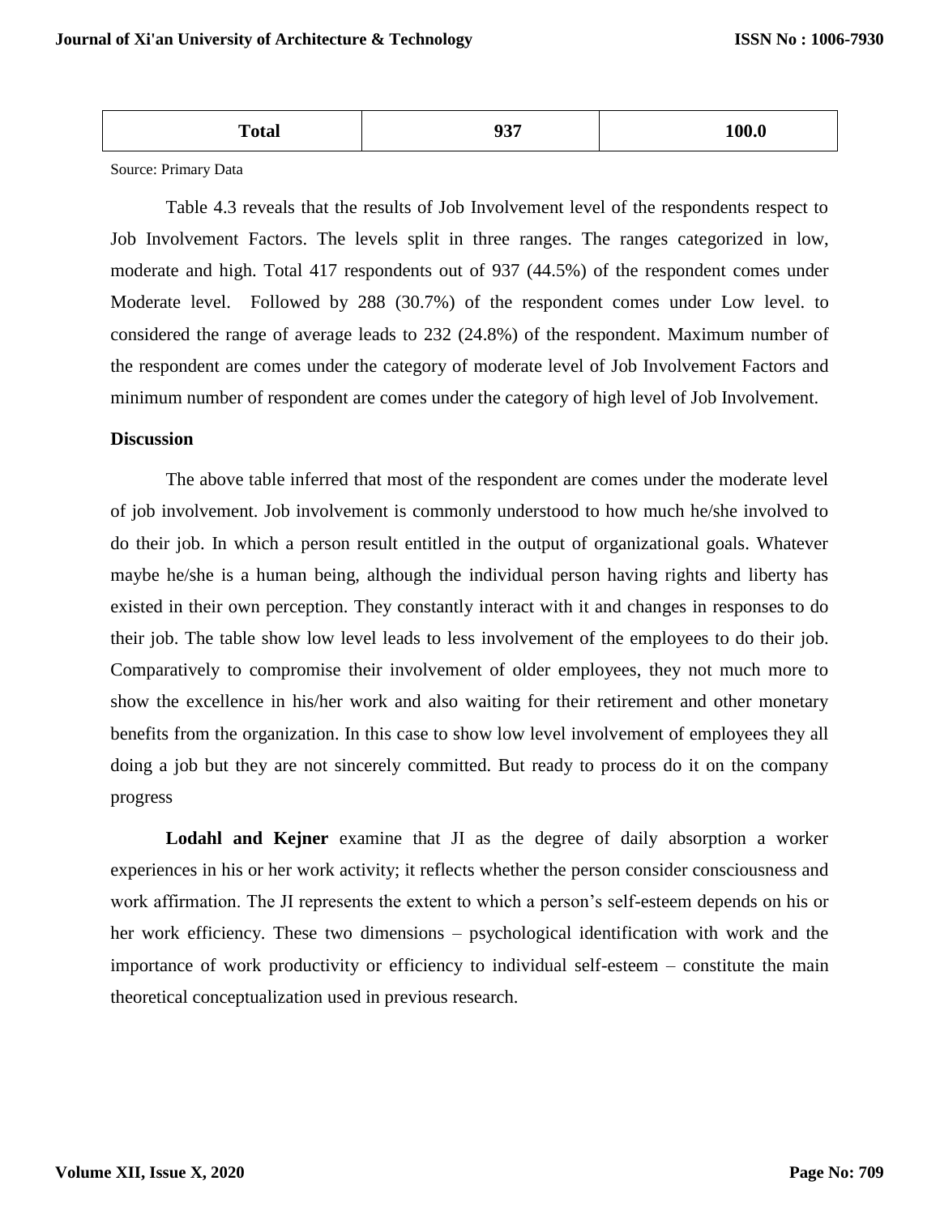| Total | 937 | 100.0 |
|---|---|---|

Source: Primary Data

Table 4.3 reveals that the results of Job Involvement level of the respondents respect to Job Involvement Factors. The levels split in three ranges. The ranges categorized in low, moderate and high. Total 417 respondents out of 937 (44.5%) of the respondent comes under Moderate level. Followed by 288 (30.7%) of the respondent comes under Low level. to considered the range of average leads to 232 (24.8%) of the respondent. Maximum number of the respondent are comes under the category of moderate level of Job Involvement Factors and minimum number of respondent are comes under the category of high level of Job Involvement.

**Discussion**

The above table inferred that most of the respondent are comes under the moderate level of job involvement. Job involvement is commonly understood to how much he/she involved to do their job. In which a person result entitled in the output of organizational goals. Whatever maybe he/she is a human being, although the individual person having rights and liberty has existed in their own perception. They constantly interact with it and changes in responses to do their job. The table show low level leads to less involvement of the employees to do their job. Comparatively to compromise their involvement of older employees, they not much more to show the excellence in his/her work and also waiting for their retirement and other monetary benefits from the organization. In this case to show low level involvement of employees they all doing a job but they are not sincerely committed. But ready to process do it on the company progress

**Lodahl and Kejner** examine that JI as the degree of daily absorption a worker experiences in his or her work activity; it reflects whether the person consider consciousness and work affirmation. The JI represents the extent to which a person's self-esteem depends on his or her work efficiency. These two dimensions – psychological identification with work and the importance of work productivity or efficiency to individual self-esteem – constitute the main theoretical conceptualization used in previous research.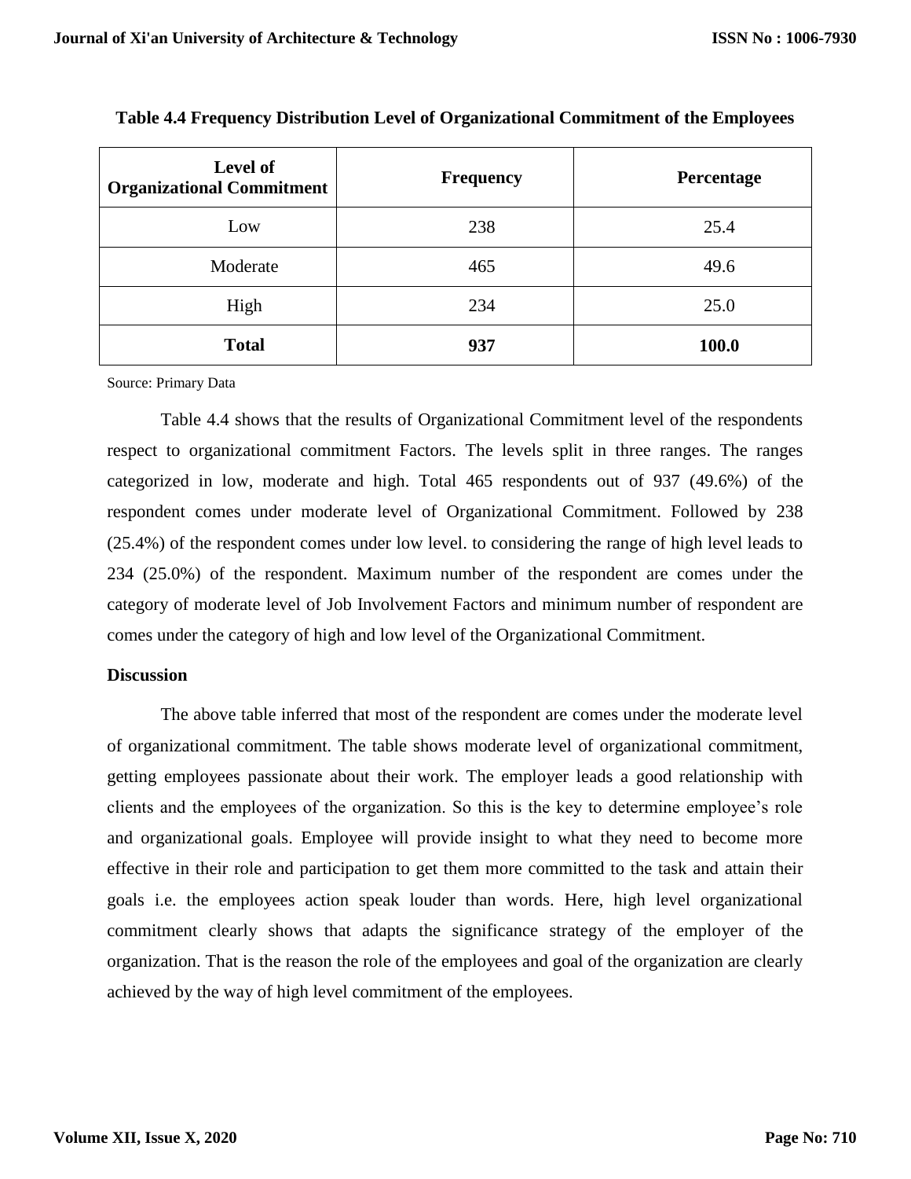**Table 4.4 Frequency Distribution Level of Organizational Commitment of the Employees**

| Level of Organizational Commitment | Frequency | Percentage |
|---|---|---|
| Low | 238 | 25.4 |
| Moderate | 465 | 49.6 |
| High | 234 | 25.0 |
| **Total** | **937** | **100.0** |

Source: Primary Data

Table 4.4 shows that the results of Organizational Commitment level of the respondents respect to organizational commitment Factors. The levels split in three ranges. The ranges categorized in low, moderate and high. Total 465 respondents out of 937 (49.6%) of the respondent comes under moderate level of Organizational Commitment. Followed by 238 (25.4%) of the respondent comes under low level. to considering the range of high level leads to 234 (25.0%) of the respondent. Maximum number of the respondent are comes under the category of moderate level of Job Involvement Factors and minimum number of respondent are comes under the category of high and low level of the Organizational Commitment.

**Discussion**

The above table inferred that most of the respondent are comes under the moderate level of organizational commitment. The table shows moderate level of organizational commitment, getting employees passionate about their work. The employer leads a good relationship with clients and the employees of the organization. So this is the key to determine employee's role and organizational goals. Employee will provide insight to what they need to become more effective in their role and participation to get them more committed to the task and attain their goals i.e. the employees action speak louder than words. Here, high level organizational commitment clearly shows that adapts the significance strategy of the employer of the organization. That is the reason the role of the employees and goal of the organization are clearly achieved by the way of high level commitment of the employees.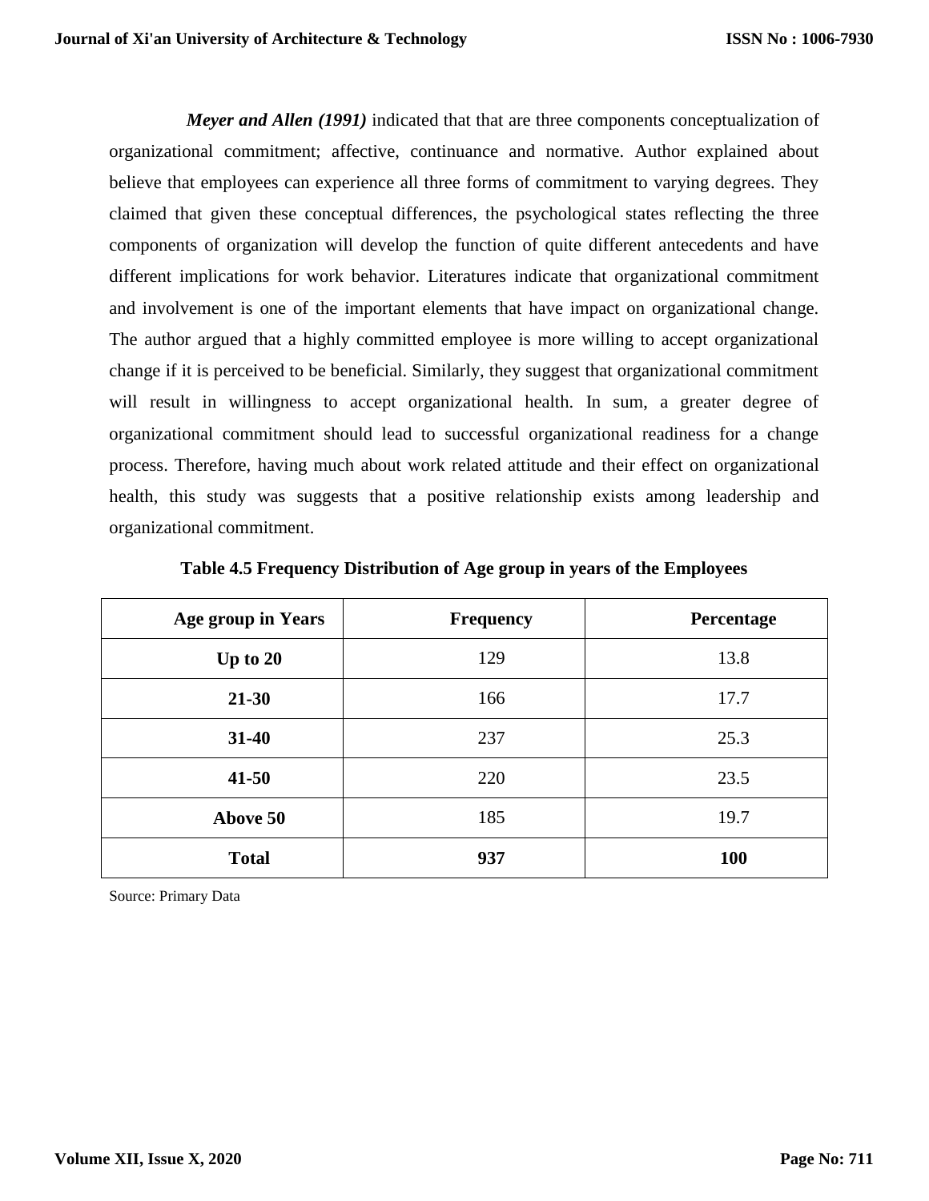***Meyer and Allen (1991)*** indicated that that are three components conceptualization of organizational commitment; affective, continuance and normative. Author explained about believe that employees can experience all three forms of commitment to varying degrees. They claimed that given these conceptual differences, the psychological states reflecting the three components of organization will develop the function of quite different antecedents and have different implications for work behavior. Literatures indicate that organizational commitment and involvement is one of the important elements that have impact on organizational change. The author argued that a highly committed employee is more willing to accept organizational change if it is perceived to be beneficial. Similarly, they suggest that organizational commitment will result in willingness to accept organizational health. In sum, a greater degree of organizational commitment should lead to successful organizational readiness for a change process. Therefore, having much about work related attitude and their effect on organizational health, this study was suggests that a positive relationship exists among leadership and organizational commitment.

**Table 4.5 Frequency Distribution of Age group in years of the Employees**

| Age group in Years | Frequency | Percentage |
|---|---|---|
| **Up to 20** | 129 | 13.8 |
| **21-30** | 166 | 17.7 |
| **31-40** | 237 | 25.3 |
| **41-50** | 220 | 23.5 |
| **Above 50** | 185 | 19.7 |
| **Total** | **937** | **100** |

Source: Primary Data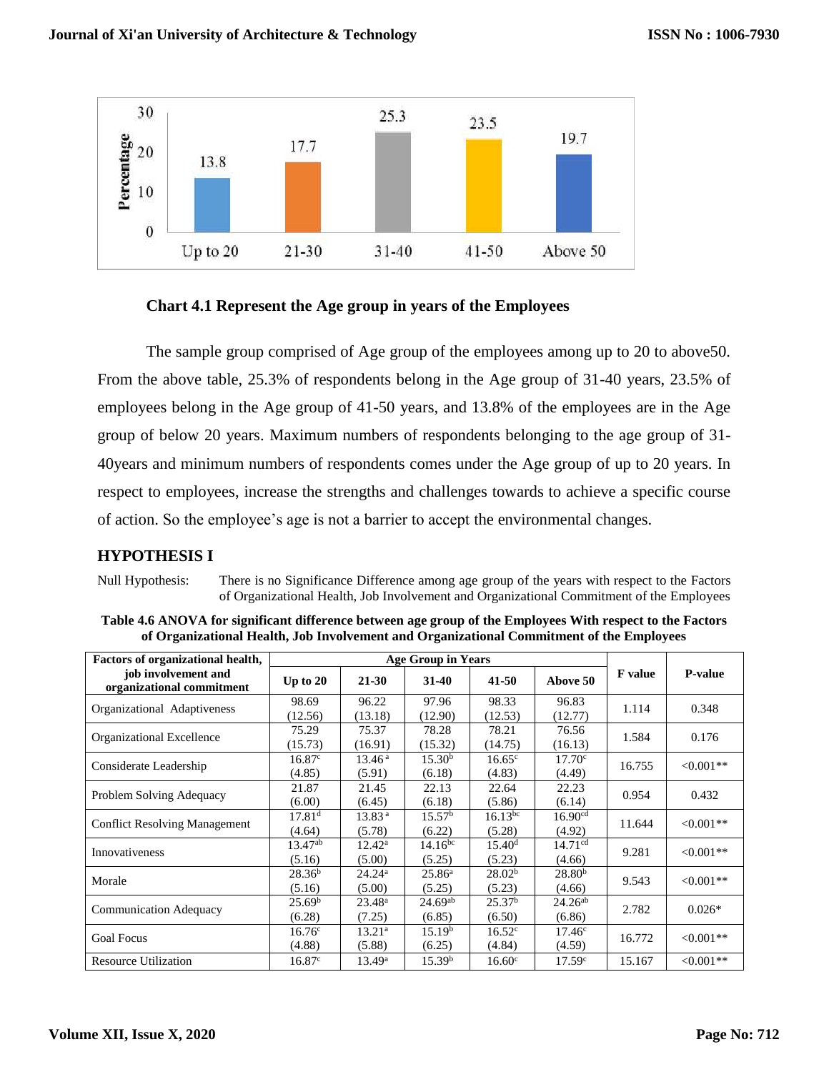Chart 4.1 Represent the Age group in years of the Employees

The sample group comprised of Age group of the employees among up to 20 to above50. From the above table, 25.3% of respondents belong in the Age group of 31-40 years, 23.5% of employees belong in the Age group of 41-50 years, and 13.8% of the employees are in the Age group of below 20 years. Maximum numbers of respondents belonging to the age group of 31-40years and minimum numbers of respondents comes under the Age group of up to 20 years. In respect to employees, increase the strengths and challenges towards to achieve a specific course of action. So the employee's age is not a barrier to accept the environmental changes.

## HYPOTHESIS I

Null Hypothesis: There is no Significance Difference among age group of the years with respect to the Factors of Organizational Health, Job Involvement and Organizational Commitment of the Employees

**Table 4.6 ANOVA for significant difference between age group of the Employees With respect to the Factors of Organizational Health, Job Involvement and Organizational Commitment of the Employees**

| Factors of organizational health, job involvement and organizational commitment | Age Group in Years | | | | | F value | P-value |
|---|---|---|---|---|---|---|---|
| | Up to 20 | 21-30 | 31-40 | 41-50 | Above 50 | | |
| Organizational Adaptiveness | 98.69 (12.56) | 96.22 (13.18) | 97.96 (12.90) | 98.33 (12.53) | 96.83 (12.77) | 1.114 | 0.348 |
| Organizational Excellence | 75.29 (15.73) | 75.37 (16.91) | 78.28 (15.32) | 78.21 (14.75) | 76.56 (16.13) | 1.584 | 0.176 |
| Considerate Leadership | $16.87^{c}$ (4.85) | $13.46^{a}$ (5.91) | $15.30^{b}$ (6.18) | $16.65^{c}$ (4.83) | $17.70^{c}$ (4.49) | 16.755 | <0.001** |
| Problem Solving Adequacy | 21.87 (6.00) | 21.45 (6.45) | 22.13 (6.18) | 22.64 (5.86) | 22.23 (6.14) | 0.954 | 0.432 |
| Conflict Resolving Management | $17.81^{d}$ (4.64) | $13.83^{a}$ (5.78) | $15.57^{b}$ (6.22) | $16.13^{bc}$ (5.28) | $16.90^{cd}$ (4.92) | 11.644 | <0.001** |
| Innovativeness | $13.47^{ab}$ (5.16) | $12.42^{a}$ (5.00) | $14.16^{bc}$ (5.25) | $15.40^{d}$ (5.23) | $14.71^{cd}$ (4.66) | 9.281 | <0.001** |
| Morale | $28.36^{b}$ (5.16) | $24.24^{a}$ (5.00) | $25.86^{a}$ (5.25) | $28.02^{b}$ (5.23) | $28.80^{b}$ (4.66) | 9.543 | <0.001** |
| Communication Adequacy | $25.69^{b}$ (6.28) | $23.48^{a}$ (7.25) | $24.69^{ab}$ (6.85) | $25.37^{b}$ (6.50) | $24.26^{ab}$ (6.86) | 2.782 | 0.026* |
| Goal Focus | $16.76^{c}$ (4.88) | $13.21^{a}$ (5.88) | $15.19^{b}$ (6.25) | $16.52^{c}$ (4.84) | $17.46^{c}$ (4.59) | 16.772 | <0.001** |
| Resource Utilization | $16.87^{c}$ | $13.49^{a}$ | $15.39^{b}$ | $16.60^{c}$ | $17.59^{c}$ | 15.167 | <0.001** |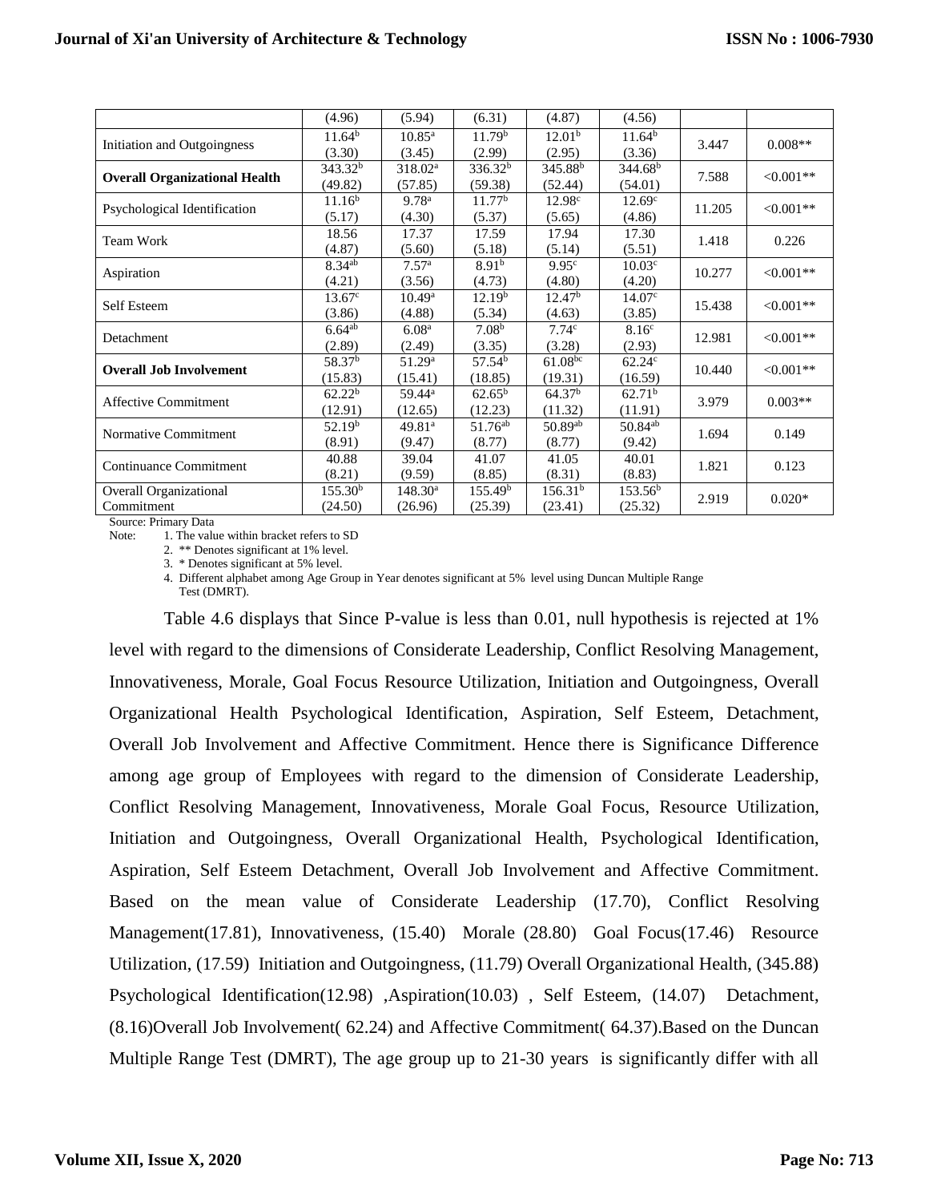|  | (4.96) | (5.94) | (6.31) | (4.87) | (4.56) |  |  |
|---|---|---|---|---|---|---|---|
| Initiation and Outgoingness | 11.64[b] (3.30) | 10.85[a] (3.45) | 11.79[b] (2.99) | 12.01[b] (2.95) | 11.64[b] (3.36) | 3.447 | 0.008** |
| **Overall Organizational Health** | 343.32[b] (49.82) | 318.02[a] (57.85) | 336.32[b] (59.38) | 345.88[b] (52.44) | 344.68[b] (54.01) | 7.588 | <0.001** |
| Psychological Identification | 11.16[b] (5.17) | 9.78[a] (4.30) | 11.77[b] (5.37) | 12.98[c] (5.65) | 12.69[c] (4.86) | 11.205 | <0.001** |
| Team Work | 18.56 (4.87) | 17.37 (5.60) | 17.59 (5.18) | 17.94 (5.14) | 17.30 (5.51) | 1.418 | 0.226 |
| Aspiration | 8.34[ab] (4.21) | 7.57[a] (3.56) | 8.91[b] (4.73) | 9.95[c] (4.80) | 10.03[c] (4.20) | 10.277 | <0.001** |
| Self Esteem | 13.67[c] (3.86) | 10.49[a] (4.88) | 12.19[b] (5.34) | 12.47[b] (4.63) | 14.07[c] (3.85) | 15.438 | <0.001** |
| Detachment | 6.64[ab] (2.89) | 6.08[a] (2.49) | 7.08[b] (3.35) | 7.74[c] (3.28) | 8.16[c] (2.93) | 12.981 | <0.001** |
| **Overall Job Involvement** | 58.37[b] (15.83) | 51.29[a] (15.41) | 57.54[b] (18.85) | 61.08[bc] (19.31) | 62.24[c] (16.59) | 10.440 | <0.001** |
| Affective Commitment | 62.22[b] (12.91) | 59.44[a] (12.65) | 62.65[b] (12.23) | 64.37[b] (11.32) | 62.71[b] (11.91) | 3.979 | 0.003** |
| Normative Commitment | 52.19[b] (8.91) | 49.81[a] (9.47) | 51.76[ab] (8.77) | 50.89[ab] (8.77) | 50.84[ab] (9.42) | 1.694 | 0.149 |
| Continuance Commitment | 40.88 (8.21) | 39.04 (9.59) | 41.07 (8.85) | 41.05 (8.31) | 40.01 (8.83) | 1.821 | 0.123 |
| Overall Organizational Commitment | 155.30[b] (24.50) | 148.30[a] (26.96) | 155.49[b] (25.39) | 156.31[b] (23.41) | 153.56[b] (25.32) | 2.919 | 0.020* |

Source: Primary Data

Note:
1. The value within bracket refers to SD
2. ** Denotes significant at 1% level.
3. * Denotes significant at 5% level.
4. Different alphabet among Age Group in Year denotes significant at 5% level using Duncan Multiple Range Test (DMRT).

Table 4.6 displays that Since P-value is less than 0.01, null hypothesis is rejected at 1% level with regard to the dimensions of Considerate Leadership, Conflict Resolving Management, Innovativeness, Morale, Goal Focus Resource Utilization, Initiation and Outgoingness, Overall Organizational Health Psychological Identification, Aspiration, Self Esteem, Detachment, Overall Job Involvement and Affective Commitment. Hence there is Significance Difference among age group of Employees with regard to the dimension of Considerate Leadership, Conflict Resolving Management, Innovativeness, Morale Goal Focus, Resource Utilization, Initiation and Outgoingness, Overall Organizational Health, Psychological Identification, Aspiration, Self Esteem Detachment, Overall Job Involvement and Affective Commitment. Based on the mean value of Considerate Leadership (17.70), Conflict Resolving Management(17.81), Innovativeness, (15.40) Morale (28.80) Goal Focus(17.46) Resource Utilization, (17.59) Initiation and Outgoingness, (11.79) Overall Organizational Health, (345.88) Psychological Identification(12.98) ,Aspiration(10.03) , Self Esteem, (14.07) Detachment, (8.16)Overall Job Involvement( 62.24) and Affective Commitment( 64.37).Based on the Duncan Multiple Range Test (DMRT), The age group up to 21-30 years is significantly differ with all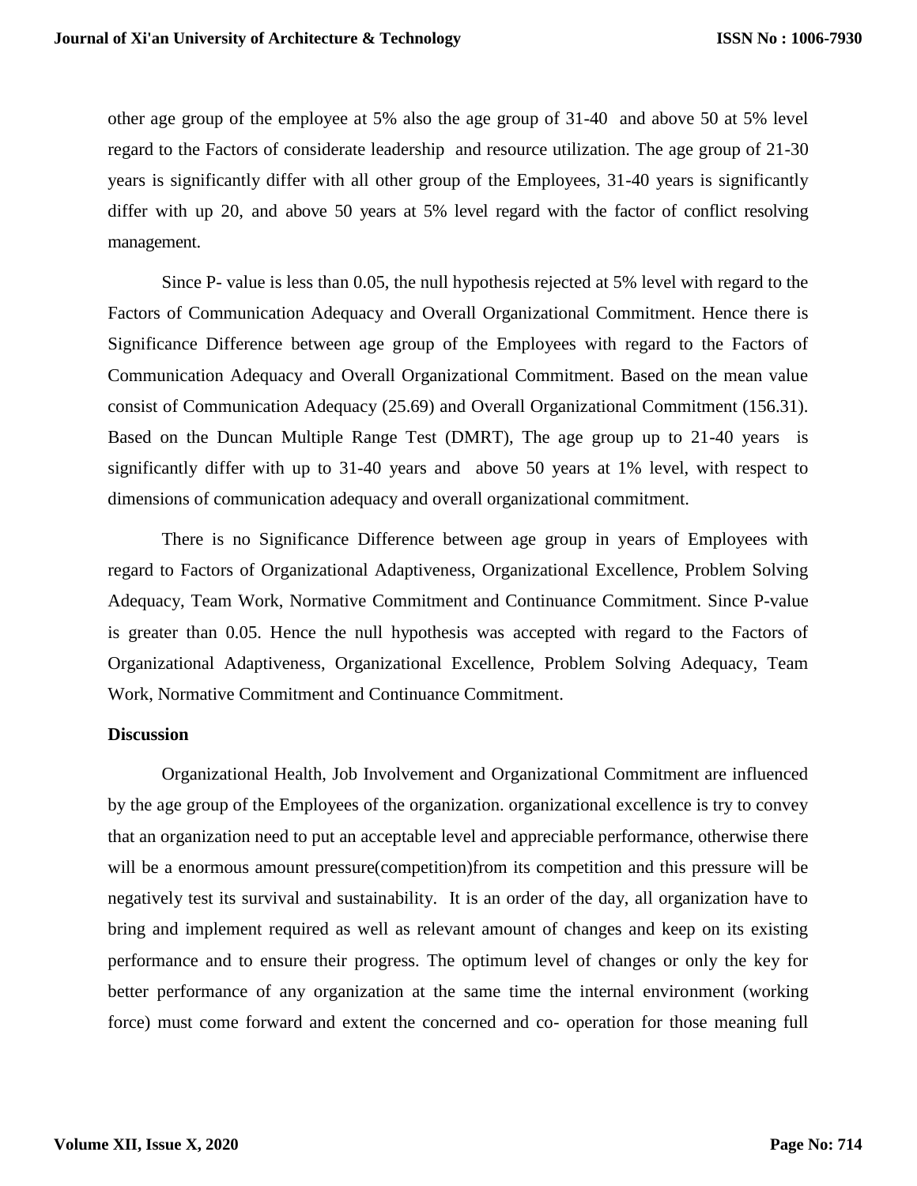other age group of the employee at 5% also the age group of 31-40 and above 50 at 5% level regard to the Factors of considerate leadership and resource utilization. The age group of 21-30 years is significantly differ with all other group of the Employees, 31-40 years is significantly differ with up 20, and above 50 years at 5% level regard with the factor of conflict resolving management.

Since P- value is less than 0.05, the null hypothesis rejected at 5% level with regard to the Factors of Communication Adequacy and Overall Organizational Commitment. Hence there is Significance Difference between age group of the Employees with regard to the Factors of Communication Adequacy and Overall Organizational Commitment. Based on the mean value consist of Communication Adequacy (25.69) and Overall Organizational Commitment (156.31). Based on the Duncan Multiple Range Test (DMRT), The age group up to 21-40 years is significantly differ with up to 31-40 years and above 50 years at 1% level, with respect to dimensions of communication adequacy and overall organizational commitment.

There is no Significance Difference between age group in years of Employees with regard to Factors of Organizational Adaptiveness, Organizational Excellence, Problem Solving Adequacy, Team Work, Normative Commitment and Continuance Commitment. Since P-value is greater than 0.05. Hence the null hypothesis was accepted with regard to the Factors of Organizational Adaptiveness, Organizational Excellence, Problem Solving Adequacy, Team Work, Normative Commitment and Continuance Commitment.

**Discussion**

Organizational Health, Job Involvement and Organizational Commitment are influenced by the age group of the Employees of the organization. organizational excellence is try to convey that an organization need to put an acceptable level and appreciable performance, otherwise there will be a enormous amount pressure(competition)from its competition and this pressure will be negatively test its survival and sustainability. It is an order of the day, all organization have to bring and implement required as well as relevant amount of changes and keep on its existing performance and to ensure their progress. The optimum level of changes or only the key for better performance of any organization at the same time the internal environment (working force) must come forward and extent the concerned and co- operation for those meaning full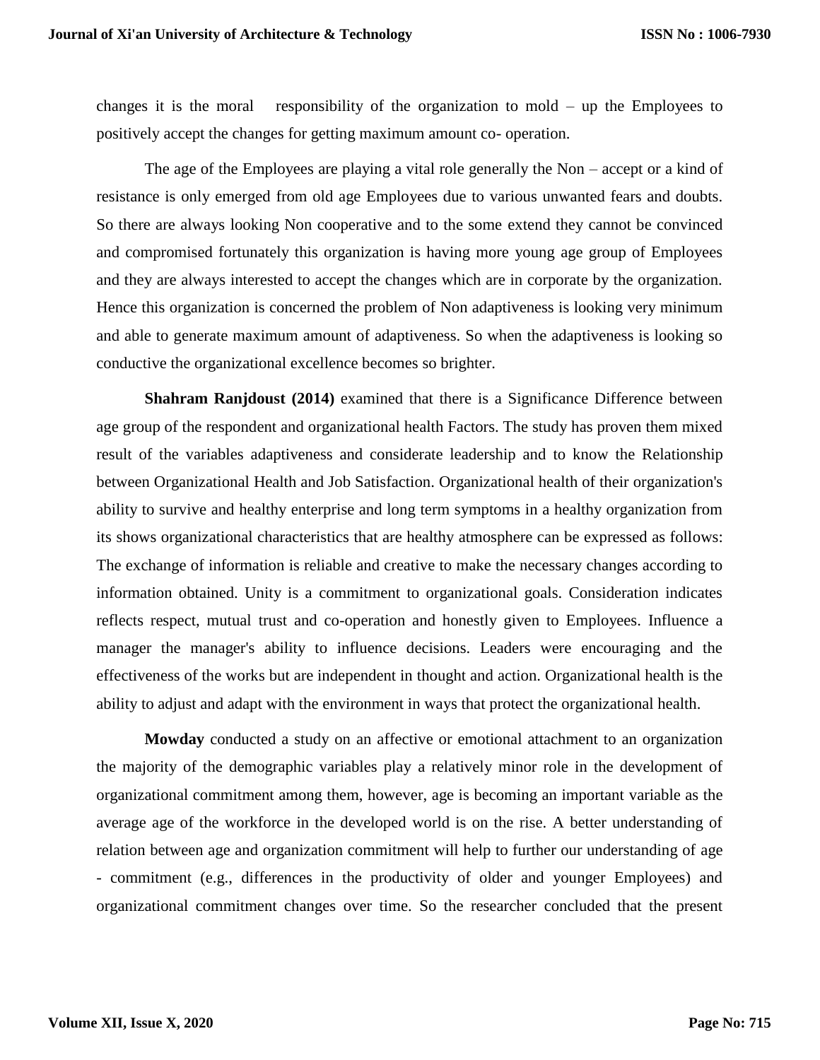changes it is the moral responsibility of the organization to mold – up the Employees to positively accept the changes for getting maximum amount co- operation.

The age of the Employees are playing a vital role generally the Non – accept or a kind of resistance is only emerged from old age Employees due to various unwanted fears and doubts. So there are always looking Non cooperative and to the some extend they cannot be convinced and compromised fortunately this organization is having more young age group of Employees and they are always interested to accept the changes which are in corporate by the organization. Hence this organization is concerned the problem of Non adaptiveness is looking very minimum and able to generate maximum amount of adaptiveness. So when the adaptiveness is looking so conductive the organizational excellence becomes so brighter.

**Shahram Ranjdoust (2014)** examined that there is a Significance Difference between age group of the respondent and organizational health Factors. The study has proven them mixed result of the variables adaptiveness and considerate leadership and to know the Relationship between Organizational Health and Job Satisfaction. Organizational health of their organization's ability to survive and healthy enterprise and long term symptoms in a healthy organization from its shows organizational characteristics that are healthy atmosphere can be expressed as follows: The exchange of information is reliable and creative to make the necessary changes according to information obtained. Unity is a commitment to organizational goals. Consideration indicates reflects respect, mutual trust and co-operation and honestly given to Employees. Influence a manager the manager's ability to influence decisions. Leaders were encouraging and the effectiveness of the works but are independent in thought and action. Organizational health is the ability to adjust and adapt with the environment in ways that protect the organizational health.

**Mowday** conducted a study on an affective or emotional attachment to an organization the majority of the demographic variables play a relatively minor role in the development of organizational commitment among them, however, age is becoming an important variable as the average age of the workforce in the developed world is on the rise. A better understanding of relation between age and organization commitment will help to further our understanding of age - commitment (e.g., differences in the productivity of older and younger Employees) and organizational commitment changes over time. So the researcher concluded that the present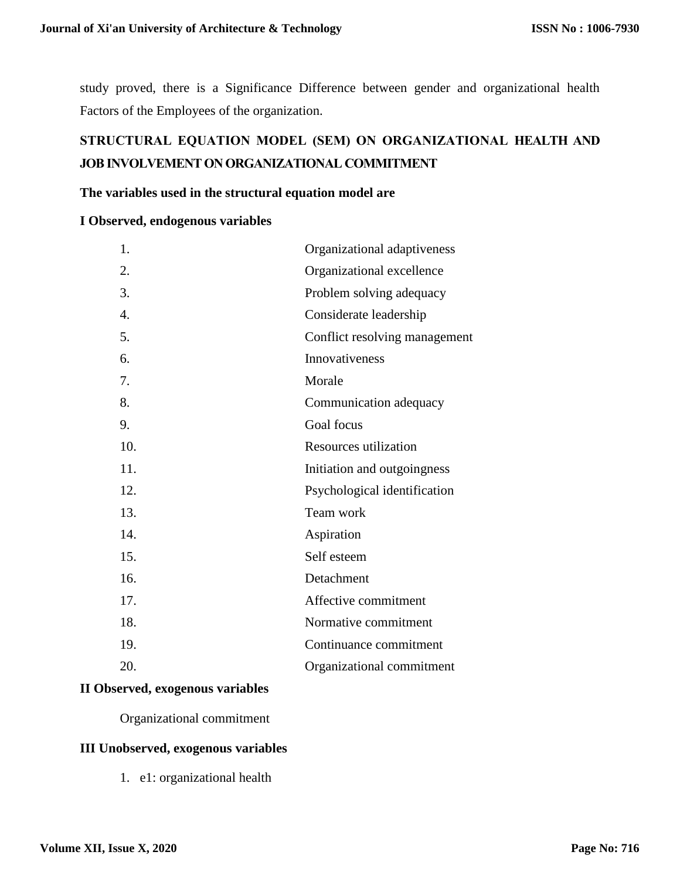study proved, there is a Significance Difference between gender and organizational health Factors of the Employees of the organization.

## STRUCTURAL EQUATION MODEL (SEM) ON ORGANIZATIONAL HEALTH AND JOB INVOLVEMENT ON ORGANIZATIONAL COMMITMENT

**The variables used in the structural equation model are**

**I Observed, endogenous variables**

1. Organizational adaptiveness
2. Organizational excellence
3. Problem solving adequacy
4. Considerate leadership
5. Conflict resolving management
6. Innovativeness
7. Morale
8. Communication adequacy
9. Goal focus
10. Resources utilization
11. Initiation and outgoingness
12. Psychological identification
13. Team work
14. Aspiration
15. Self esteem
16. Detachment
17. Affective commitment
18. Normative commitment
19. Continuance commitment
20. Organizational commitment

**II Observed, exogenous variables**

Organizational commitment

**III Unobserved, exogenous variables**

1. e1: organizational health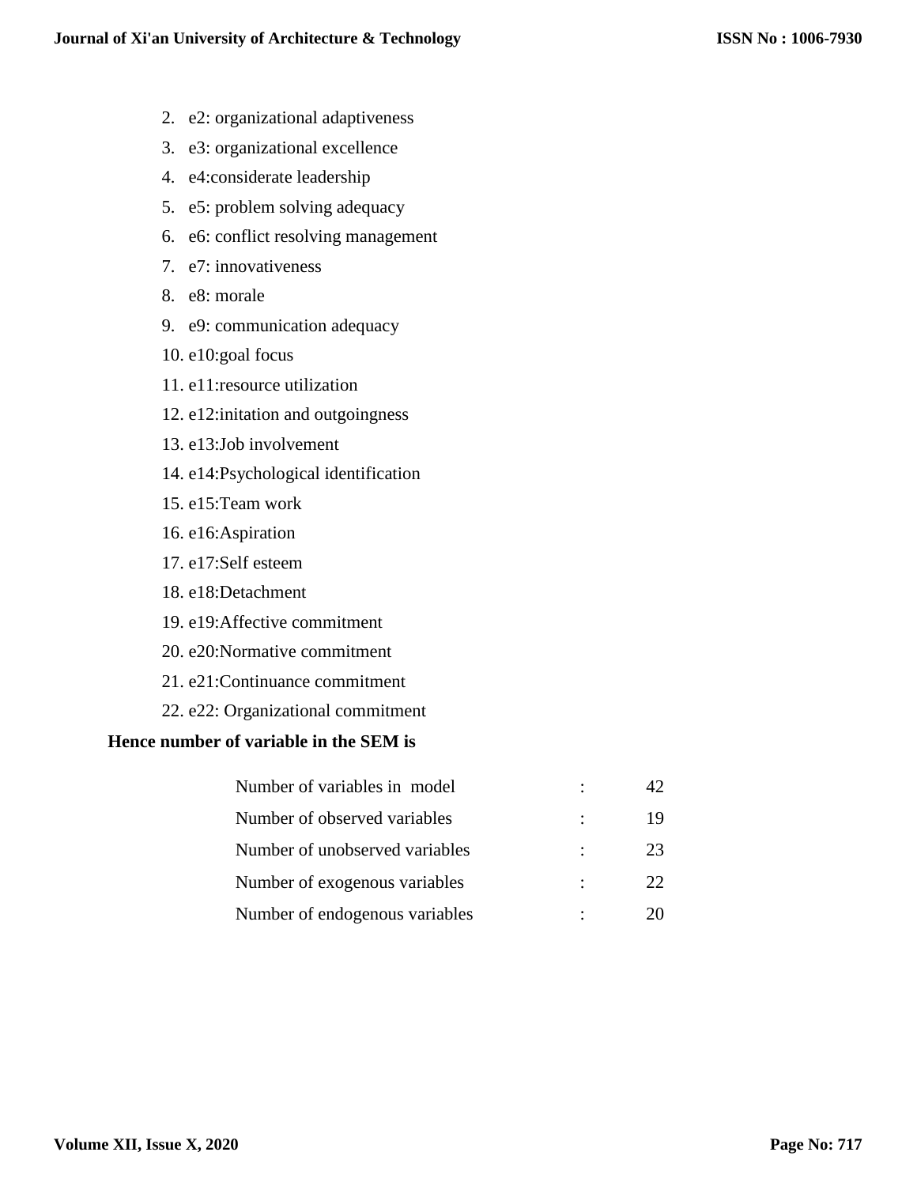2. e2: organizational adaptiveness
3. e3: organizational excellence
4. e4:considerate leadership
5. e5: problem solving adequacy
6. e6: conflict resolving management
7. e7: innovativeness
8. e8: morale
9. e9: communication adequacy
10. e10:goal focus
11. e11:resource utilization
12. e12:initation and outgoingness
13. e13:Job involvement
14. e14:Psychological identification
15. e15:Team work
16. e16:Aspiration
17. e17:Self esteem
18. e18:Detachment
19. e19:Affective commitment
20. e20:Normative commitment
21. e21:Continuance commitment
22. e22: Organizational commitment

**Hence number of variable in the SEM is**

| | | |
|---|---|---|
| Number of variables in model | : | 42 |
| Number of observed variables | : | 19 |
| Number of unobserved variables | : | 23 |
| Number of exogenous variables | : | 22 |
| Number of endogenous variables | : | 20 |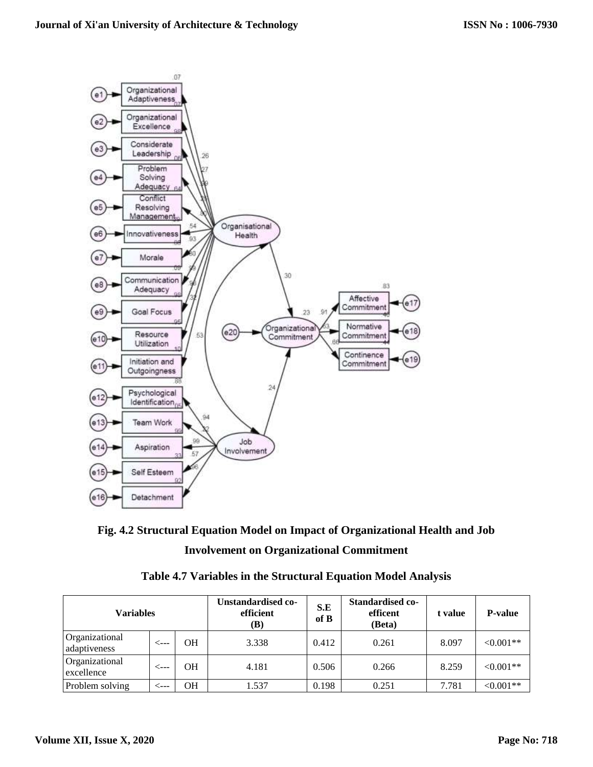**Fig. 4.2 Structural Equation Model on Impact of Organizational Health and Job Involvement on Organizational Commitment**

**Table 4.7 Variables in the Structural Equation Model Analysis**

| Variables | | | Unstandardised co-efficient (B) | S.E of B | Standardised co-efficent (Beta) | t value | P-value |
|---|---|---|---|---|---|---|---|
| Organizational adaptiveness | <--- | OH | 3.338 | 0.412 | 0.261 | 8.097 | <0.001** |
| Organizational excellence | <--- | OH | 4.181 | 0.506 | 0.266 | 8.259 | <0.001** |
| Problem solving | <--- | OH | 1.537 | 0.198 | 0.251 | 7.781 | <0.001** |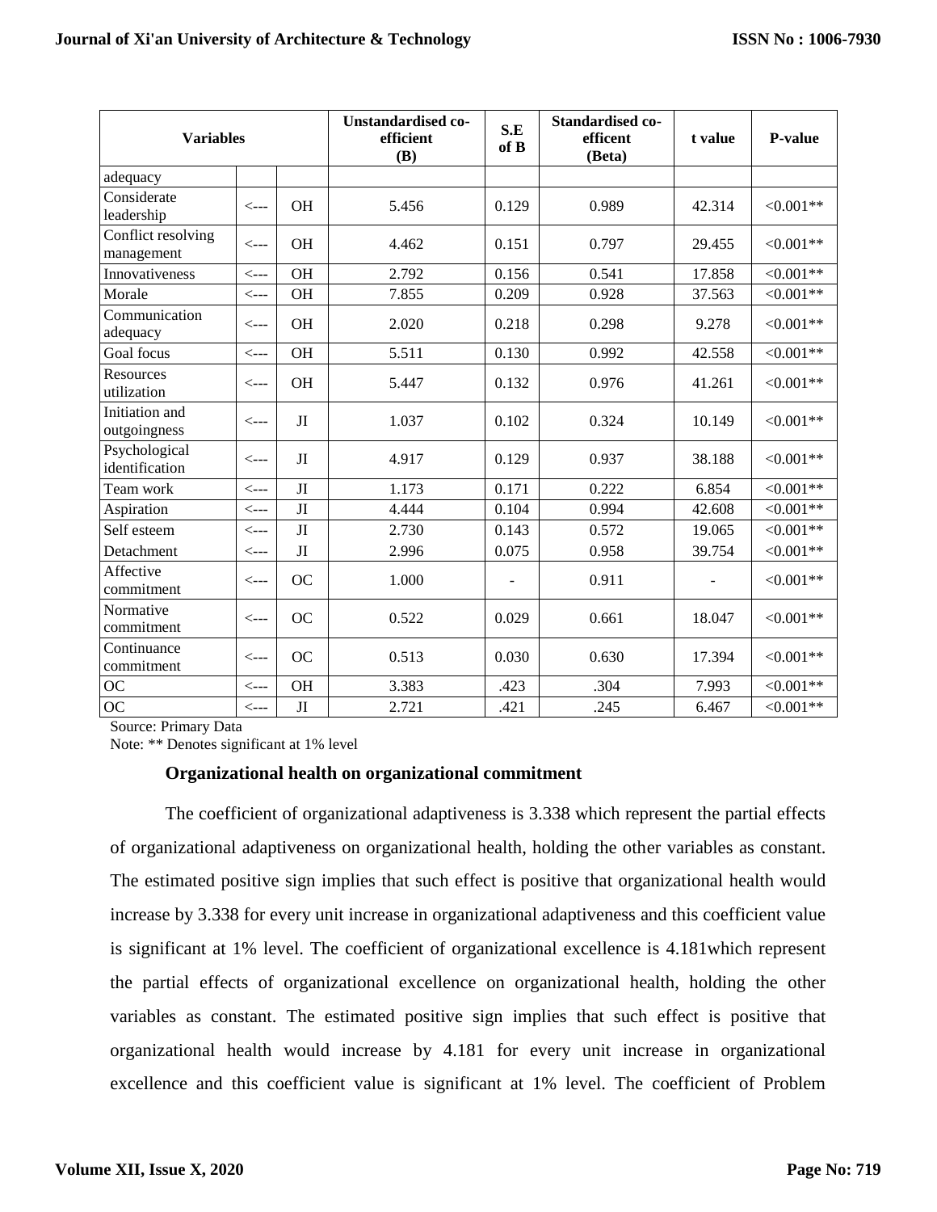| Variables | | | Unstandardised co-efficient (B) | S.E of B | Standardised co-efficent (Beta) | t value | P-value |
|---|---|---|---|---|---|---|---|
| adequacy | | | | | | | |
| Considerate leadership | <--- | OH | 5.456 | 0.129 | 0.989 | 42.314 | <0.001** |
| Conflict resolving management | <--- | OH | 4.462 | 0.151 | 0.797 | 29.455 | <0.001** |
| Innovativeness | <--- | OH | 2.792 | 0.156 | 0.541 | 17.858 | <0.001** |
| Morale | <--- | OH | 7.855 | 0.209 | 0.928 | 37.563 | <0.001** |
| Communication adequacy | <--- | OH | 2.020 | 0.218 | 0.298 | 9.278 | <0.001** |
| Goal focus | <--- | OH | 5.511 | 0.130 | 0.992 | 42.558 | <0.001** |
| Resources utilization | <--- | OH | 5.447 | 0.132 | 0.976 | 41.261 | <0.001** |
| Initiation and outgoingness | <--- | JI | 1.037 | 0.102 | 0.324 | 10.149 | <0.001** |
| Psychological identification | <--- | JI | 4.917 | 0.129 | 0.937 | 38.188 | <0.001** |
| Team work | <--- | JI | 1.173 | 0.171 | 0.222 | 6.854 | <0.001** |
| Aspiration | <--- | JI | 4.444 | 0.104 | 0.994 | 42.608 | <0.001** |
| Self esteem | <--- | JI | 2.730 | 0.143 | 0.572 | 19.065 | <0.001** |
| Detachment | <--- | JI | 2.996 | 0.075 | 0.958 | 39.754 | <0.001** |
| Affective commitment | <--- | OC | 1.000 | - | 0.911 | - | <0.001** |
| Normative commitment | <--- | OC | 0.522 | 0.029 | 0.661 | 18.047 | <0.001** |
| Continuance commitment | <--- | OC | 0.513 | 0.030 | 0.630 | 17.394 | <0.001** |
| OC | <--- | OH | 3.383 | .423 | .304 | 7.993 | <0.001** |
| OC | <--- | JI | 2.721 | .421 | .245 | 6.467 | <0.001** |

Source: Primary Data

Note: ** Denotes significant at 1% level

**Organizational health on organizational commitment**

The coefficient of organizational adaptiveness is 3.338 which represent the partial effects of organizational adaptiveness on organizational health, holding the other variables as constant. The estimated positive sign implies that such effect is positive that organizational health would increase by 3.338 for every unit increase in organizational adaptiveness and this coefficient value is significant at 1% level. The coefficient of organizational excellence is 4.181which represent the partial effects of organizational excellence on organizational health, holding the other variables as constant. The estimated positive sign implies that such effect is positive that organizational health would increase by 4.181 for every unit increase in organizational excellence and this coefficient value is significant at 1% level. The coefficient of Problem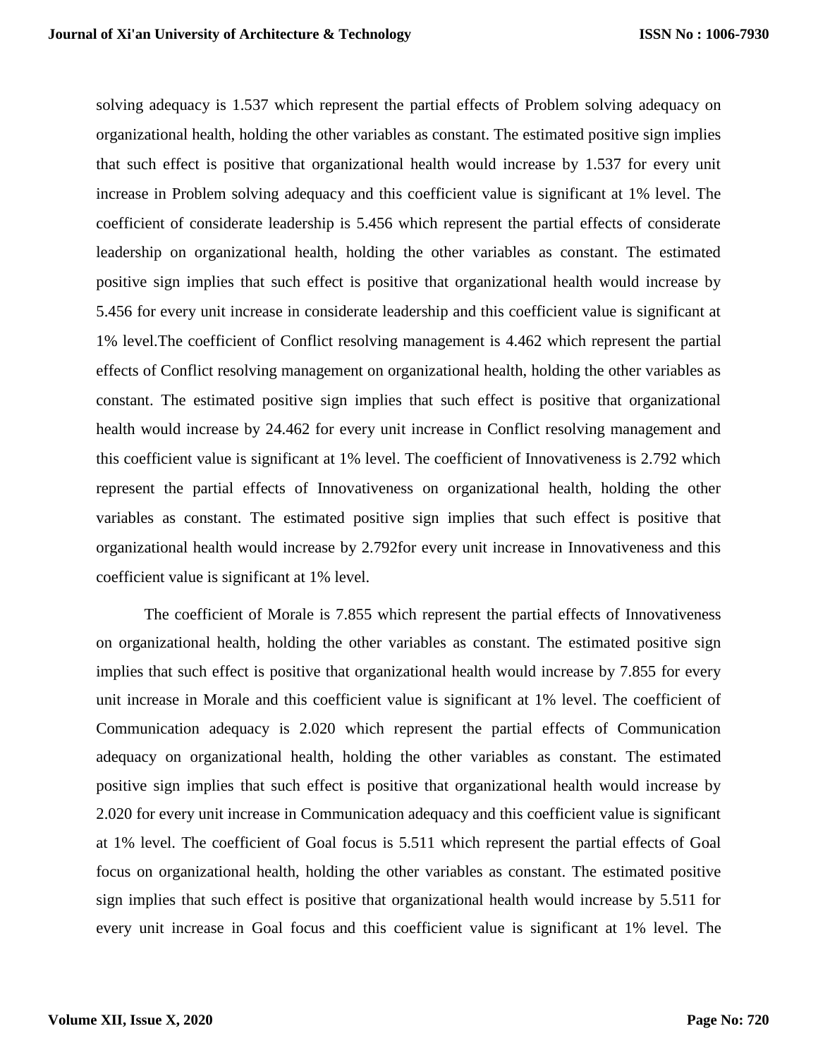solving adequacy is 1.537 which represent the partial effects of Problem solving adequacy on organizational health, holding the other variables as constant. The estimated positive sign implies that such effect is positive that organizational health would increase by 1.537 for every unit increase in Problem solving adequacy and this coefficient value is significant at 1% level. The coefficient of considerate leadership is 5.456 which represent the partial effects of considerate leadership on organizational health, holding the other variables as constant. The estimated positive sign implies that such effect is positive that organizational health would increase by 5.456 for every unit increase in considerate leadership and this coefficient value is significant at 1% level.The coefficient of Conflict resolving management is 4.462 which represent the partial effects of Conflict resolving management on organizational health, holding the other variables as constant. The estimated positive sign implies that such effect is positive that organizational health would increase by 24.462 for every unit increase in Conflict resolving management and this coefficient value is significant at 1% level. The coefficient of Innovativeness is 2.792 which represent the partial effects of Innovativeness on organizational health, holding the other variables as constant. The estimated positive sign implies that such effect is positive that organizational health would increase by 2.792for every unit increase in Innovativeness and this coefficient value is significant at 1% level.

The coefficient of Morale is 7.855 which represent the partial effects of Innovativeness on organizational health, holding the other variables as constant. The estimated positive sign implies that such effect is positive that organizational health would increase by 7.855 for every unit increase in Morale and this coefficient value is significant at 1% level. The coefficient of Communication adequacy is 2.020 which represent the partial effects of Communication adequacy on organizational health, holding the other variables as constant. The estimated positive sign implies that such effect is positive that organizational health would increase by 2.020 for every unit increase in Communication adequacy and this coefficient value is significant at 1% level. The coefficient of Goal focus is 5.511 which represent the partial effects of Goal focus on organizational health, holding the other variables as constant. The estimated positive sign implies that such effect is positive that organizational health would increase by 5.511 for every unit increase in Goal focus and this coefficient value is significant at 1% level. The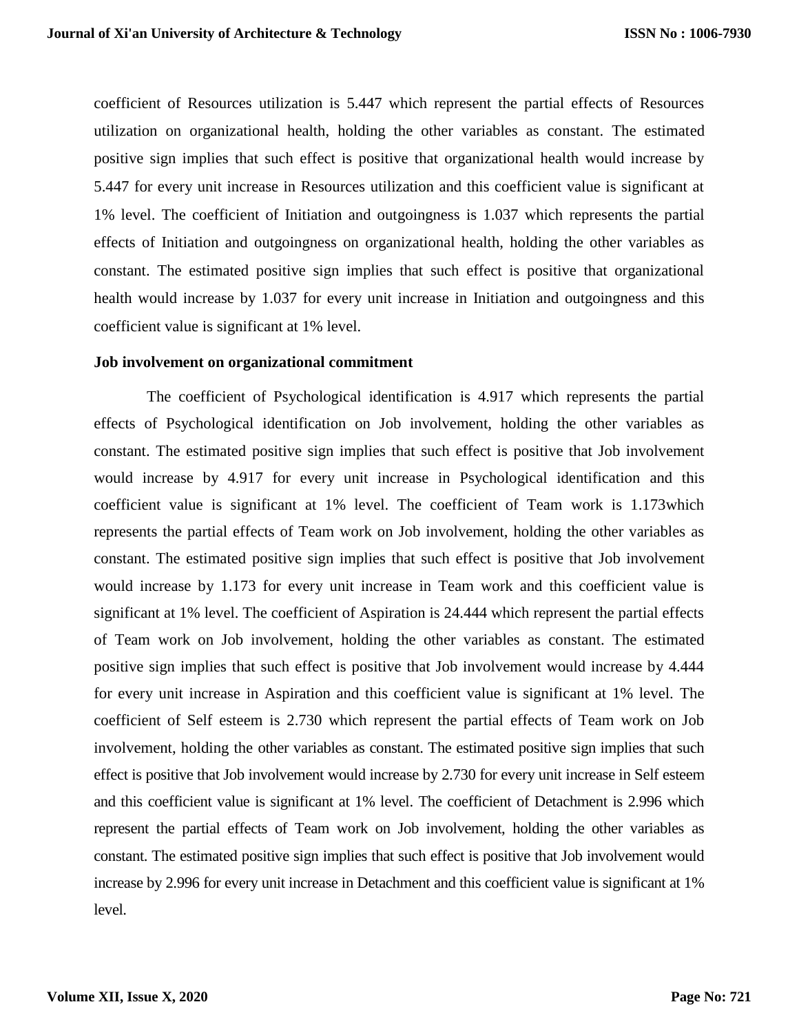coefficient of Resources utilization is 5.447 which represent the partial effects of Resources utilization on organizational health, holding the other variables as constant. The estimated positive sign implies that such effect is positive that organizational health would increase by 5.447 for every unit increase in Resources utilization and this coefficient value is significant at 1% level. The coefficient of Initiation and outgoingness is 1.037 which represents the partial effects of Initiation and outgoingness on organizational health, holding the other variables as constant. The estimated positive sign implies that such effect is positive that organizational health would increase by 1.037 for every unit increase in Initiation and outgoingness and this coefficient value is significant at 1% level.

**Job involvement on organizational commitment**

The coefficient of Psychological identification is 4.917 which represents the partial effects of Psychological identification on Job involvement, holding the other variables as constant. The estimated positive sign implies that such effect is positive that Job involvement would increase by 4.917 for every unit increase in Psychological identification and this coefficient value is significant at 1% level. The coefficient of Team work is 1.173which represents the partial effects of Team work on Job involvement, holding the other variables as constant. The estimated positive sign implies that such effect is positive that Job involvement would increase by 1.173 for every unit increase in Team work and this coefficient value is significant at 1% level. The coefficient of Aspiration is 24.444 which represent the partial effects of Team work on Job involvement, holding the other variables as constant. The estimated positive sign implies that such effect is positive that Job involvement would increase by 4.444 for every unit increase in Aspiration and this coefficient value is significant at 1% level. The coefficient of Self esteem is 2.730 which represent the partial effects of Team work on Job involvement, holding the other variables as constant. The estimated positive sign implies that such effect is positive that Job involvement would increase by 2.730 for every unit increase in Self esteem and this coefficient value is significant at 1% level. The coefficient of Detachment is 2.996 which represent the partial effects of Team work on Job involvement, holding the other variables as constant. The estimated positive sign implies that such effect is positive that Job involvement would increase by 2.996 for every unit increase in Detachment and this coefficient value is significant at 1% level.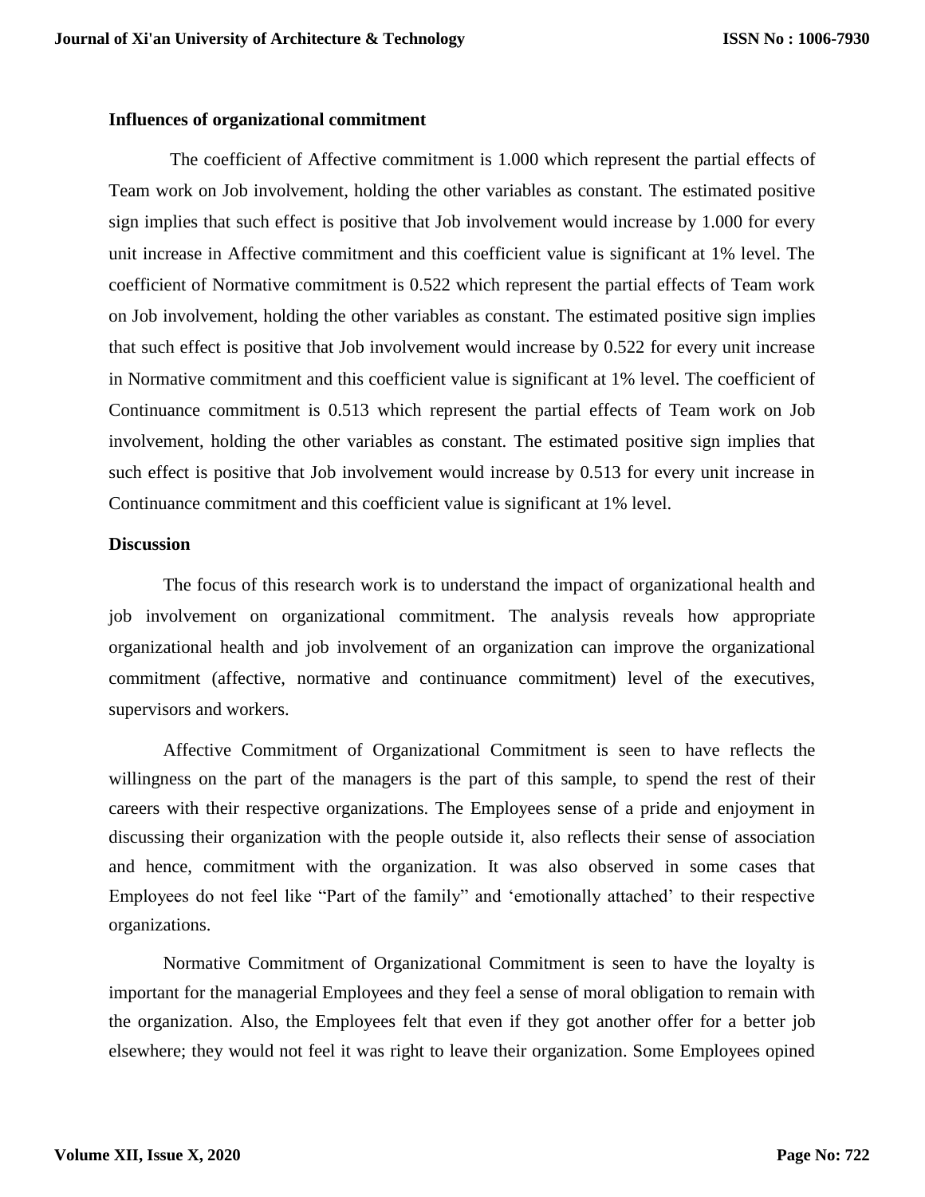**Influences of organizational commitment**

The coefficient of Affective commitment is 1.000 which represent the partial effects of Team work on Job involvement, holding the other variables as constant. The estimated positive sign implies that such effect is positive that Job involvement would increase by 1.000 for every unit increase in Affective commitment and this coefficient value is significant at 1% level. The coefficient of Normative commitment is 0.522 which represent the partial effects of Team work on Job involvement, holding the other variables as constant. The estimated positive sign implies that such effect is positive that Job involvement would increase by 0.522 for every unit increase in Normative commitment and this coefficient value is significant at 1% level. The coefficient of Continuance commitment is 0.513 which represent the partial effects of Team work on Job involvement, holding the other variables as constant. The estimated positive sign implies that such effect is positive that Job involvement would increase by 0.513 for every unit increase in Continuance commitment and this coefficient value is significant at 1% level.

**Discussion**

The focus of this research work is to understand the impact of organizational health and job involvement on organizational commitment. The analysis reveals how appropriate organizational health and job involvement of an organization can improve the organizational commitment (affective, normative and continuance commitment) level of the executives, supervisors and workers.

Affective Commitment of Organizational Commitment is seen to have reflects the willingness on the part of the managers is the part of this sample, to spend the rest of their careers with their respective organizations. The Employees sense of a pride and enjoyment in discussing their organization with the people outside it, also reflects their sense of association and hence, commitment with the organization. It was also observed in some cases that Employees do not feel like "Part of the family" and 'emotionally attached' to their respective organizations.

Normative Commitment of Organizational Commitment is seen to have the loyalty is important for the managerial Employees and they feel a sense of moral obligation to remain with the organization. Also, the Employees felt that even if they got another offer for a better job elsewhere; they would not feel it was right to leave their organization. Some Employees opined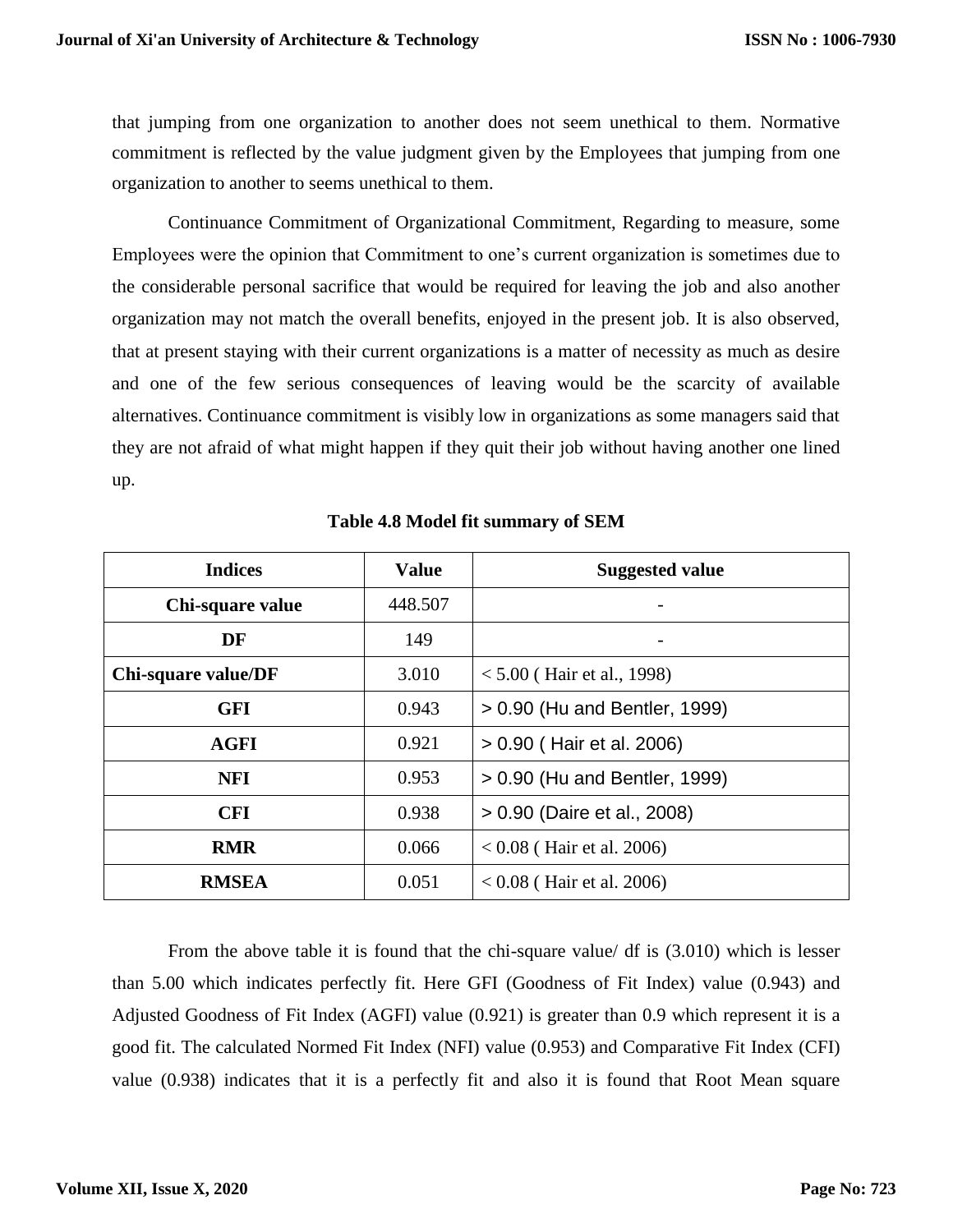that jumping from one organization to another does not seem unethical to them. Normative commitment is reflected by the value judgment given by the Employees that jumping from one organization to another to seems unethical to them.

Continuance Commitment of Organizational Commitment, Regarding to measure, some Employees were the opinion that Commitment to one's current organization is sometimes due to the considerable personal sacrifice that would be required for leaving the job and also another organization may not match the overall benefits, enjoyed in the present job. It is also observed, that at present staying with their current organizations is a matter of necessity as much as desire and one of the few serious consequences of leaving would be the scarcity of available alternatives. Continuance commitment is visibly low in organizations as some managers said that they are not afraid of what might happen if they quit their job without having another one lined up.

**Table 4.8 Model fit summary of SEM**

| Indices | Value | Suggested value |
|---|---|---|
| **Chi-square value** | 448.507 | - |
| **DF** | 149 | - |
| **Chi-square value/DF** | 3.010 | < 5.00 ( Hair et al., 1998) |
| **GFI** | 0.943 | > 0.90 (Hu and Bentler, 1999) |
| **AGFI** | 0.921 | > 0.90 ( Hair et al. 2006) |
| **NFI** | 0.953 | > 0.90 (Hu and Bentler, 1999) |
| **CFI** | 0.938 | > 0.90 (Daire et al., 2008) |
| **RMR** | 0.066 | < 0.08 ( Hair et al. 2006) |
| **RMSEA** | 0.051 | < 0.08 ( Hair et al. 2006) |

From the above table it is found that the chi-square value/ df is (3.010) which is lesser than 5.00 which indicates perfectly fit. Here GFI (Goodness of Fit Index) value (0.943) and Adjusted Goodness of Fit Index (AGFI) value (0.921) is greater than 0.9 which represent it is a good fit. The calculated Normed Fit Index (NFI) value (0.953) and Comparative Fit Index (CFI) value (0.938) indicates that it is a perfectly fit and also it is found that Root Mean square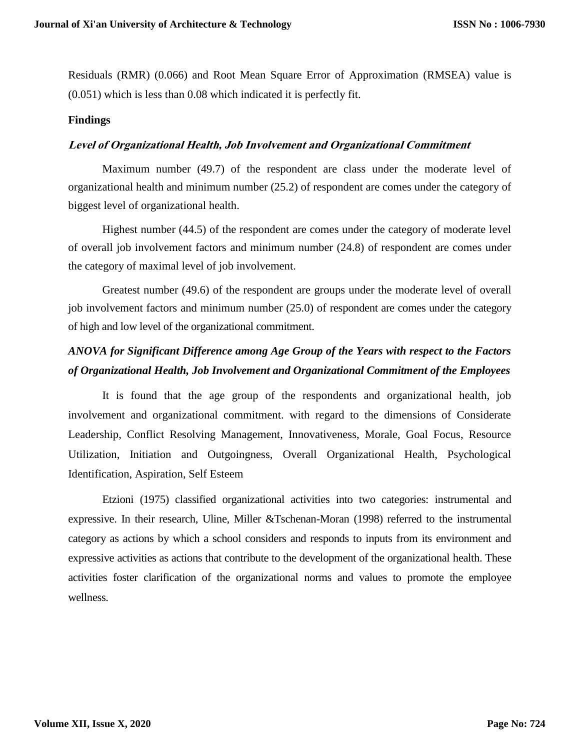Residuals (RMR) (0.066) and Root Mean Square Error of Approximation (RMSEA) value is (0.051) which is less than 0.08 which indicated it is perfectly fit.

## Findings

### *Level of Organizational Health, Job Involvement and Organizational Commitment*

Maximum number (49.7) of the respondent are class under the moderate level of organizational health and minimum number (25.2) of respondent are comes under the category of biggest level of organizational health.

Highest number (44.5) of the respondent are comes under the category of moderate level of overall job involvement factors and minimum number (24.8) of respondent are comes under the category of maximal level of job involvement.

Greatest number (49.6) of the respondent are groups under the moderate level of overall job involvement factors and minimum number (25.0) of respondent are comes under the category of high and low level of the organizational commitment.

### *ANOVA for Significant Difference among Age Group of the Years with respect to the Factors of Organizational Health, Job Involvement and Organizational Commitment of the Employees*

It is found that the age group of the respondents and organizational health, job involvement and organizational commitment. with regard to the dimensions of Considerate Leadership, Conflict Resolving Management, Innovativeness, Morale, Goal Focus, Resource Utilization, Initiation and Outgoingness, Overall Organizational Health, Psychological Identification, Aspiration, Self Esteem

Etzioni (1975) classified organizational activities into two categories: instrumental and expressive. In their research, Uline, Miller &Tschenan-Moran (1998) referred to the instrumental category as actions by which a school considers and responds to inputs from its environment and expressive activities as actions that contribute to the development of the organizational health. These activities foster clarification of the organizational norms and values to promote the employee wellness.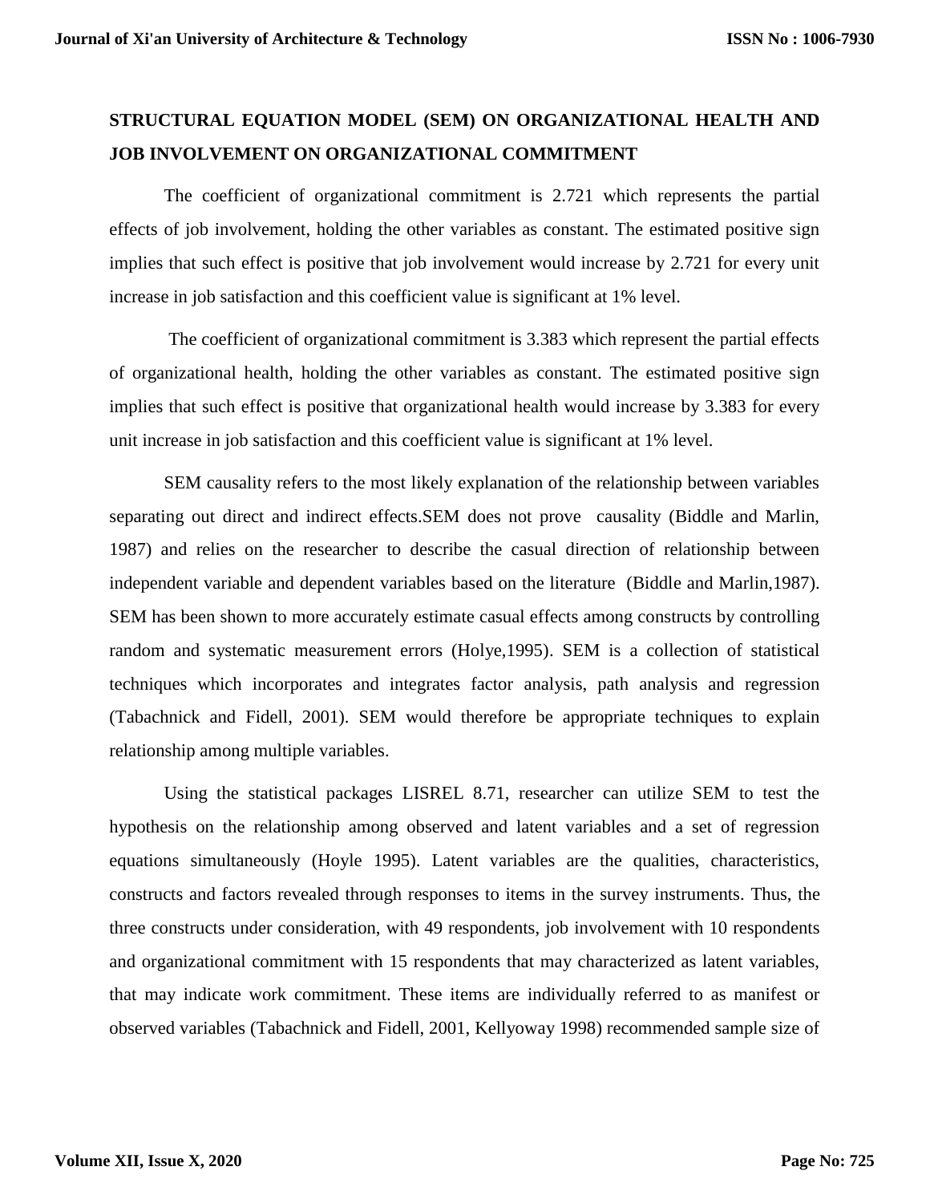## STRUCTURAL EQUATION MODEL (SEM) ON ORGANIZATIONAL HEALTH AND JOB INVOLVEMENT ON ORGANIZATIONAL COMMITMENT

The coefficient of organizational commitment is 2.721 which represents the partial effects of job involvement, holding the other variables as constant. The estimated positive sign implies that such effect is positive that job involvement would increase by 2.721 for every unit increase in job satisfaction and this coefficient value is significant at 1% level.

The coefficient of organizational commitment is 3.383 which represent the partial effects of organizational health, holding the other variables as constant. The estimated positive sign implies that such effect is positive that organizational health would increase by 3.383 for every unit increase in job satisfaction and this coefficient value is significant at 1% level.

SEM causality refers to the most likely explanation of the relationship between variables separating out direct and indirect effects.SEM does not prove causality (Biddle and Marlin, 1987) and relies on the researcher to describe the casual direction of relationship between independent variable and dependent variables based on the literature (Biddle and Marlin,1987). SEM has been shown to more accurately estimate casual effects among constructs by controlling random and systematic measurement errors (Holye,1995). SEM is a collection of statistical techniques which incorporates and integrates factor analysis, path analysis and regression (Tabachnick and Fidell, 2001). SEM would therefore be appropriate techniques to explain relationship among multiple variables.

Using the statistical packages LISREL 8.71, researcher can utilize SEM to test the hypothesis on the relationship among observed and latent variables and a set of regression equations simultaneously (Hoyle 1995). Latent variables are the qualities, characteristics, constructs and factors revealed through responses to items in the survey instruments. Thus, the three constructs under consideration, with 49 respondents, job involvement with 10 respondents and organizational commitment with 15 respondents that may characterized as latent variables, that may indicate work commitment. These items are individually referred to as manifest or observed variables (Tabachnick and Fidell, 2001, Kellyoway 1998) recommended sample size of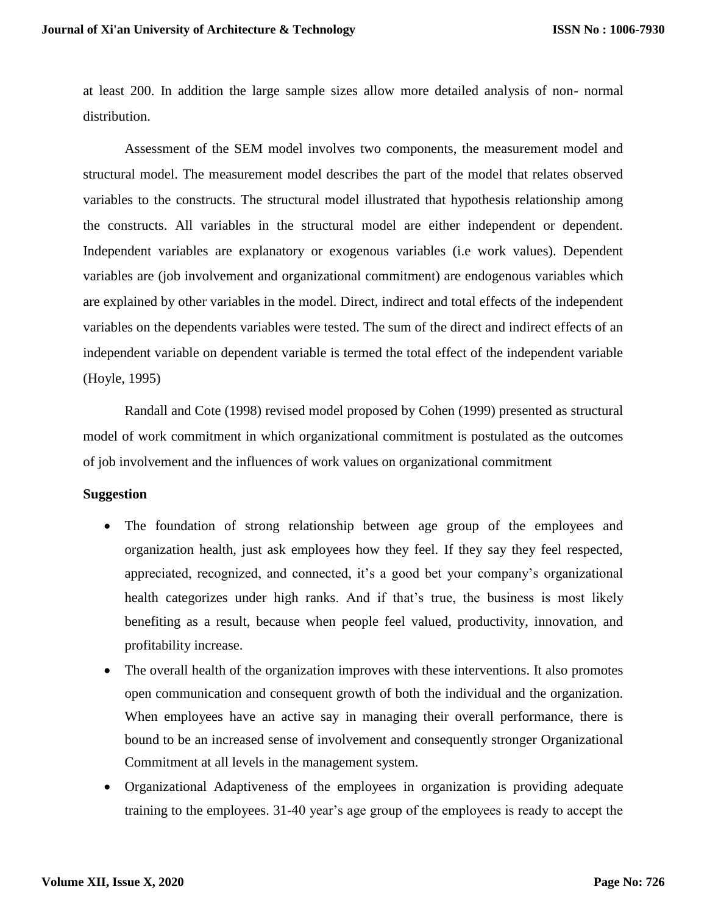at least 200. In addition the large sample sizes allow more detailed analysis of non- normal distribution.

Assessment of the SEM model involves two components, the measurement model and structural model. The measurement model describes the part of the model that relates observed variables to the constructs. The structural model illustrated that hypothesis relationship among the constructs. All variables in the structural model are either independent or dependent. Independent variables are explanatory or exogenous variables (i.e work values). Dependent variables are (job involvement and organizational commitment) are endogenous variables which are explained by other variables in the model. Direct, indirect and total effects of the independent variables on the dependents variables were tested. The sum of the direct and indirect effects of an independent variable on dependent variable is termed the total effect of the independent variable (Hoyle, 1995)

Randall and Cote (1998) revised model proposed by Cohen (1999) presented as structural model of work commitment in which organizational commitment is postulated as the outcomes of job involvement and the influences of work values on organizational commitment

**Suggestion**

- The foundation of strong relationship between age group of the employees and organization health, just ask employees how they feel. If they say they feel respected, appreciated, recognized, and connected, it's a good bet your company's organizational health categorizes under high ranks. And if that's true, the business is most likely benefiting as a result, because when people feel valued, productivity, innovation, and profitability increase.
- The overall health of the organization improves with these interventions. It also promotes open communication and consequent growth of both the individual and the organization. When employees have an active say in managing their overall performance, there is bound to be an increased sense of involvement and consequently stronger Organizational Commitment at all levels in the management system.
- Organizational Adaptiveness of the employees in organization is providing adequate training to the employees. 31-40 year's age group of the employees is ready to accept the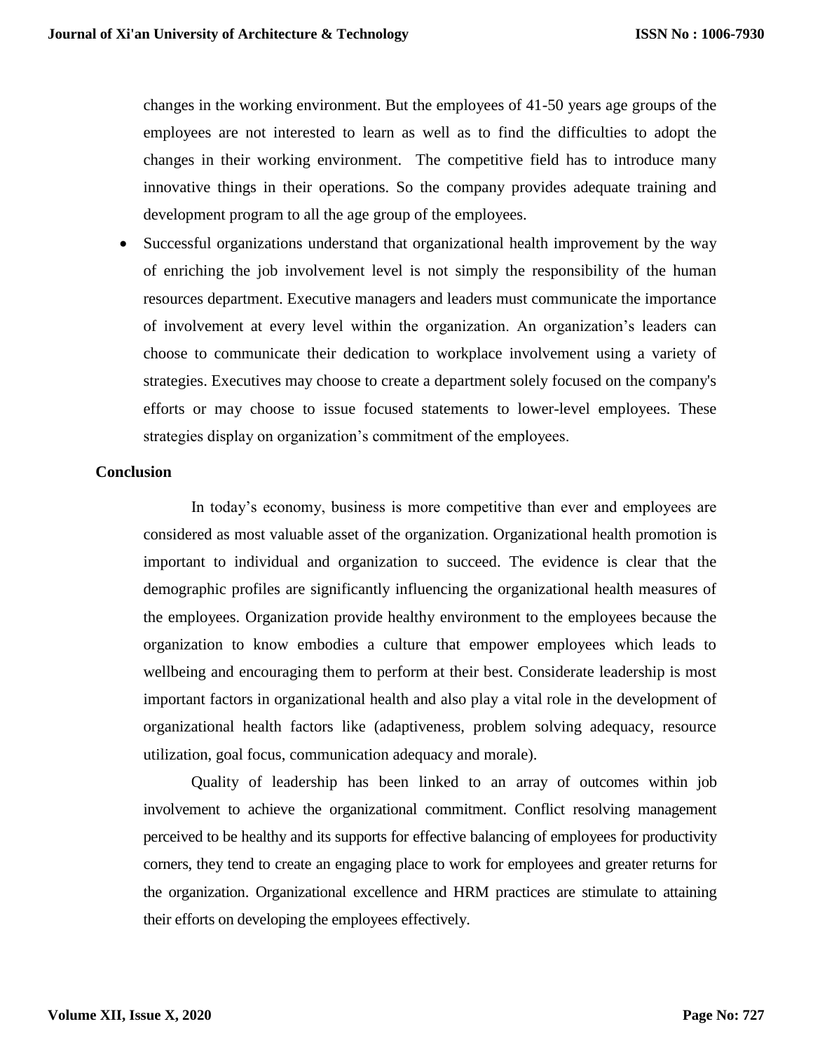changes in the working environment. But the employees of 41-50 years age groups of the employees are not interested to learn as well as to find the difficulties to adopt the changes in their working environment. The competitive field has to introduce many innovative things in their operations. So the company provides adequate training and development program to all the age group of the employees.

- Successful organizations understand that organizational health improvement by the way of enriching the job involvement level is not simply the responsibility of the human resources department. Executive managers and leaders must communicate the importance of involvement at every level within the organization. An organization's leaders can choose to communicate their dedication to workplace involvement using a variety of strategies. Executives may choose to create a department solely focused on the company's efforts or may choose to issue focused statements to lower-level employees. These strategies display on organization's commitment of the employees.

## Conclusion

In today's economy, business is more competitive than ever and employees are considered as most valuable asset of the organization. Organizational health promotion is important to individual and organization to succeed. The evidence is clear that the demographic profiles are significantly influencing the organizational health measures of the employees. Organization provide healthy environment to the employees because the organization to know embodies a culture that empower employees which leads to wellbeing and encouraging them to perform at their best. Considerate leadership is most important factors in organizational health and also play a vital role in the development of organizational health factors like (adaptiveness, problem solving adequacy, resource utilization, goal focus, communication adequacy and morale).

Quality of leadership has been linked to an array of outcomes within job involvement to achieve the organizational commitment. Conflict resolving management perceived to be healthy and its supports for effective balancing of employees for productivity corners, they tend to create an engaging place to work for employees and greater returns for the organization. Organizational excellence and HRM practices are stimulate to attaining their efforts on developing the employees effectively.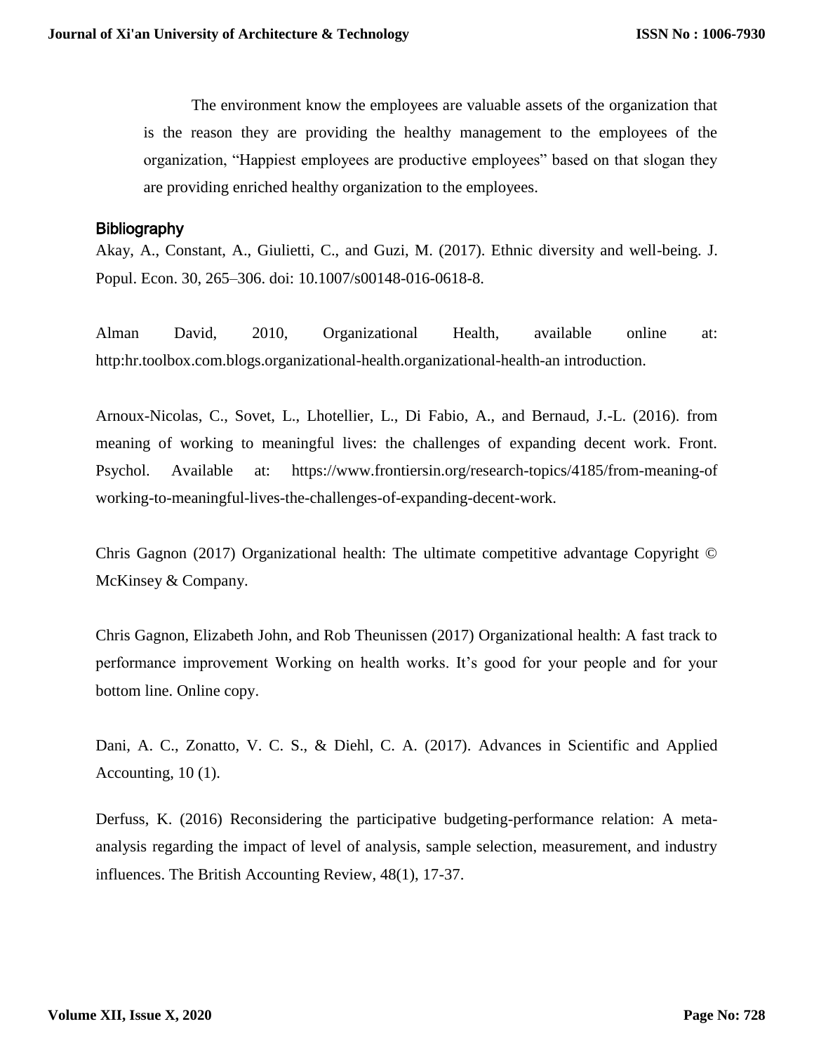The environment know the employees are valuable assets of the organization that is the reason they are providing the healthy management to the employees of the organization, "Happiest employees are productive employees" based on that slogan they are providing enriched healthy organization to the employees.

## Bibliography

Akay, A., Constant, A., Giulietti, C., and Guzi, M. (2017). Ethnic diversity and well-being. J. Popul. Econ. 30, 265–306. doi: 10.1007/s00148-016-0618-8.

Alman David, 2010, Organizational Health, available online at: http:hr.toolbox.com.blogs.organizational-health.organizational-health-an introduction.

Arnoux-Nicolas, C., Sovet, L., Lhotellier, L., Di Fabio, A., and Bernaud, J.-L. (2016). from meaning of working to meaningful lives: the challenges of expanding decent work. Front. Psychol. Available at: https://www.frontiersin.org/research-topics/4185/from-meaning-of working-to-meaningful-lives-the-challenges-of-expanding-decent-work.

Chris Gagnon (2017) Organizational health: The ultimate competitive advantage Copyright © McKinsey & Company.

Chris Gagnon, Elizabeth John, and Rob Theunissen (2017) Organizational health: A fast track to performance improvement Working on health works. It's good for your people and for your bottom line. Online copy.

Dani, A. C., Zonatto, V. C. S., & Diehl, C. A. (2017). Advances in Scientific and Applied Accounting, 10 (1).

Derfuss, K. (2016) Reconsidering the participative budgeting-performance relation: A meta-analysis regarding the impact of level of analysis, sample selection, measurement, and industry influences. The British Accounting Review, 48(1), 17-37.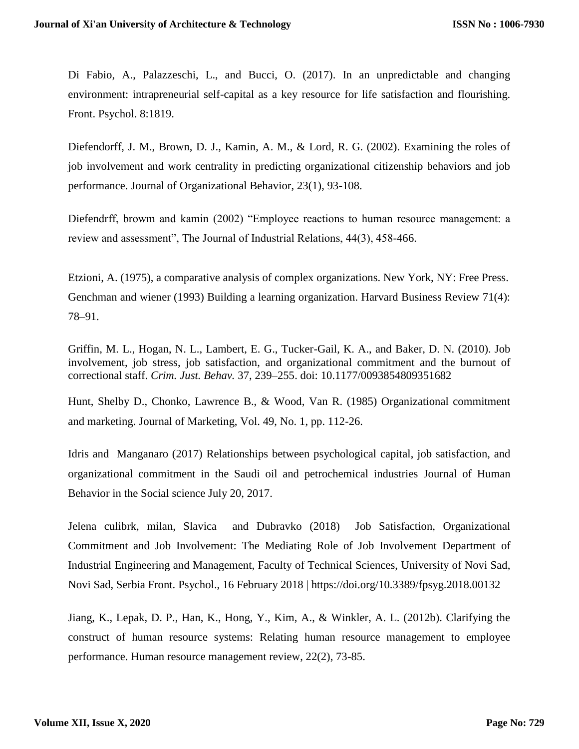Di Fabio, A., Palazzeschi, L., and Bucci, O. (2017). In an unpredictable and changing environment: intrapreneurial self-capital as a key resource for life satisfaction and flourishing. Front. Psychol. 8:1819.

Diefendorff, J. M., Brown, D. J., Kamin, A. M., & Lord, R. G. (2002). Examining the roles of job involvement and work centrality in predicting organizational citizenship behaviors and job performance. Journal of Organizational Behavior, 23(1), 93-108.

Diefendrff, browm and kamin (2002) "Employee reactions to human resource management: a review and assessment", The Journal of Industrial Relations, 44(3), 458-466.

Etzioni, A. (1975), a comparative analysis of complex organizations. New York, NY: Free Press. Genchman and wiener (1993) Building a learning organization. Harvard Business Review 71(4): 78–91.

Griffin, M. L., Hogan, N. L., Lambert, E. G., Tucker-Gail, K. A., and Baker, D. N. (2010). Job involvement, job stress, job satisfaction, and organizational commitment and the burnout of correctional staff. *Crim. Just. Behav.* 37, 239–255. doi: 10.1177/0093854809351682

Hunt, Shelby D., Chonko, Lawrence B., & Wood, Van R. (1985) Organizational commitment and marketing. Journal of Marketing, Vol. 49, No. 1, pp. 112-26.

Idris and Manganaro (2017) Relationships between psychological capital, job satisfaction, and organizational commitment in the Saudi oil and petrochemical industries Journal of Human Behavior in the Social science July 20, 2017.

Jelena culibrk, milan, Slavica and Dubravko (2018) Job Satisfaction, Organizational Commitment and Job Involvement: The Mediating Role of Job Involvement Department of Industrial Engineering and Management, Faculty of Technical Sciences, University of Novi Sad, Novi Sad, Serbia Front. Psychol., 16 February 2018 | https://doi.org/10.3389/fpsyg.2018.00132

Jiang, K., Lepak, D. P., Han, K., Hong, Y., Kim, A., & Winkler, A. L. (2012b). Clarifying the construct of human resource systems: Relating human resource management to employee performance. Human resource management review, 22(2), 73-85.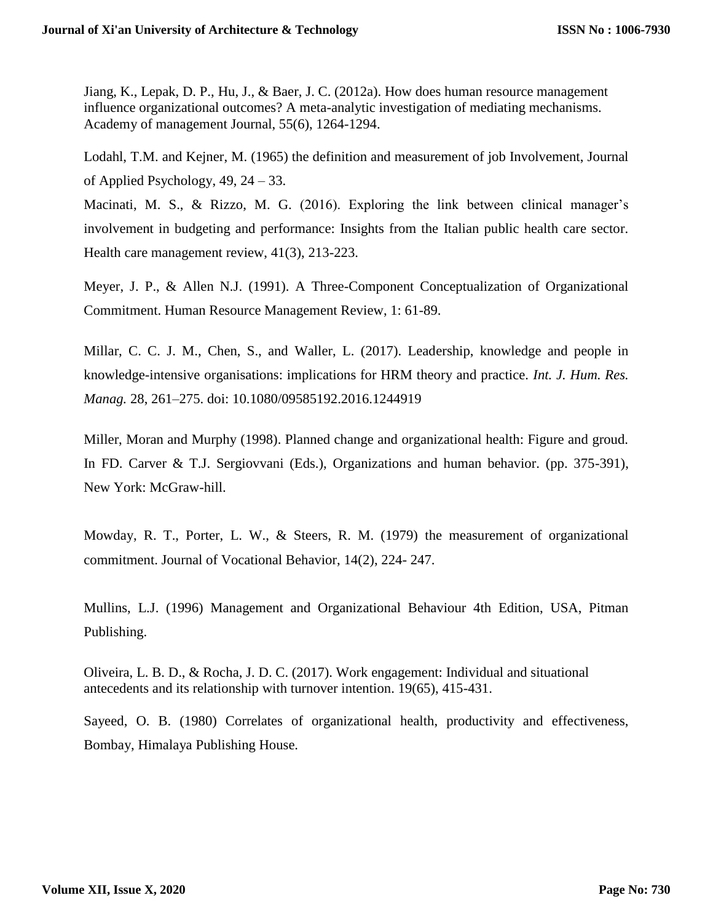Jiang, K., Lepak, D. P., Hu, J., & Baer, J. C. (2012a). How does human resource management influence organizational outcomes? A meta-analytic investigation of mediating mechanisms. Academy of management Journal, 55(6), 1264-1294.

Lodahl, T.M. and Kejner, M. (1965) the definition and measurement of job Involvement, Journal of Applied Psychology, 49, 24 – 33.

Macinati, M. S., & Rizzo, M. G. (2016). Exploring the link between clinical manager's involvement in budgeting and performance: Insights from the Italian public health care sector. Health care management review, 41(3), 213-223.

Meyer, J. P., & Allen N.J. (1991). A Three-Component Conceptualization of Organizational Commitment. Human Resource Management Review, 1: 61-89.

Millar, C. C. J. M., Chen, S., and Waller, L. (2017). Leadership, knowledge and people in knowledge-intensive organisations: implications for HRM theory and practice. *Int. J. Hum. Res. Manag.* 28, 261–275. doi: 10.1080/09585192.2016.1244919

Miller, Moran and Murphy (1998). Planned change and organizational health: Figure and groud. In FD. Carver & T.J. Sergiovvani (Eds.), Organizations and human behavior. (pp. 375-391), New York: McGraw-hill.

Mowday, R. T., Porter, L. W., & Steers, R. M. (1979) the measurement of organizational commitment. Journal of Vocational Behavior, 14(2), 224- 247.

Mullins, L.J. (1996) Management and Organizational Behaviour 4th Edition, USA, Pitman Publishing.

Oliveira, L. B. D., & Rocha, J. D. C. (2017). Work engagement: Individual and situational antecedents and its relationship with turnover intention. 19(65), 415-431.

Sayeed, O. B. (1980) Correlates of organizational health, productivity and effectiveness, Bombay, Himalaya Publishing House.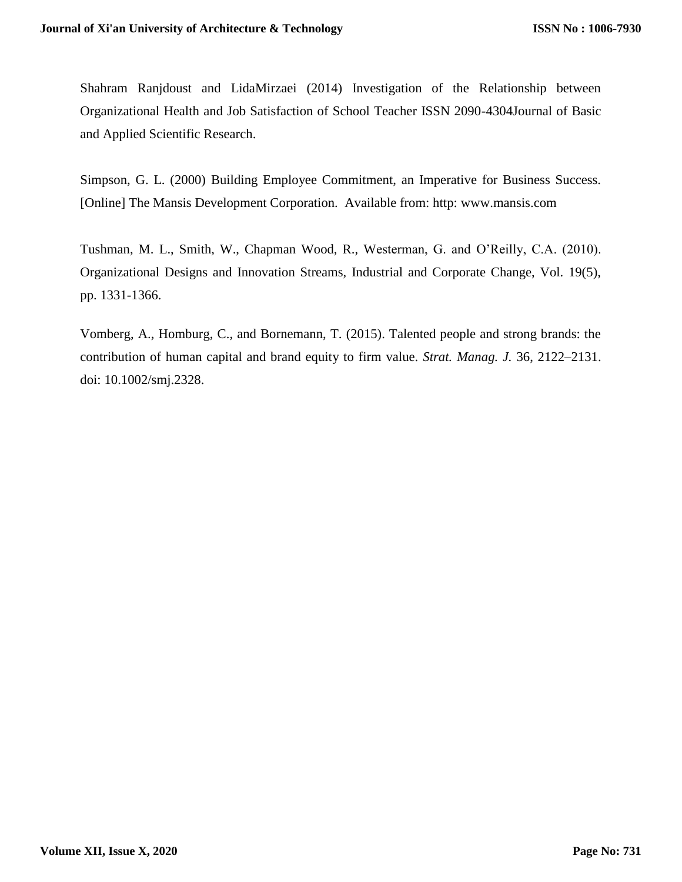Shahram Ranjdoust and LidaMirzaei (2014) Investigation of the Relationship between Organizational Health and Job Satisfaction of School Teacher ISSN 2090-4304Journal of Basic and Applied Scientific Research.

Simpson, G. L. (2000) Building Employee Commitment, an Imperative for Business Success. [Online] The Mansis Development Corporation. Available from: http: www.mansis.com

Tushman, M. L., Smith, W., Chapman Wood, R., Westerman, G. and O'Reilly, C.A. (2010). Organizational Designs and Innovation Streams, Industrial and Corporate Change, Vol. 19(5), pp. 1331-1366.

Vomberg, A., Homburg, C., and Bornemann, T. (2015). Talented people and strong brands: the contribution of human capital and brand equity to firm value. *Strat. Manag. J.* 36, 2122–2131. doi: 10.1002/smj.2328.